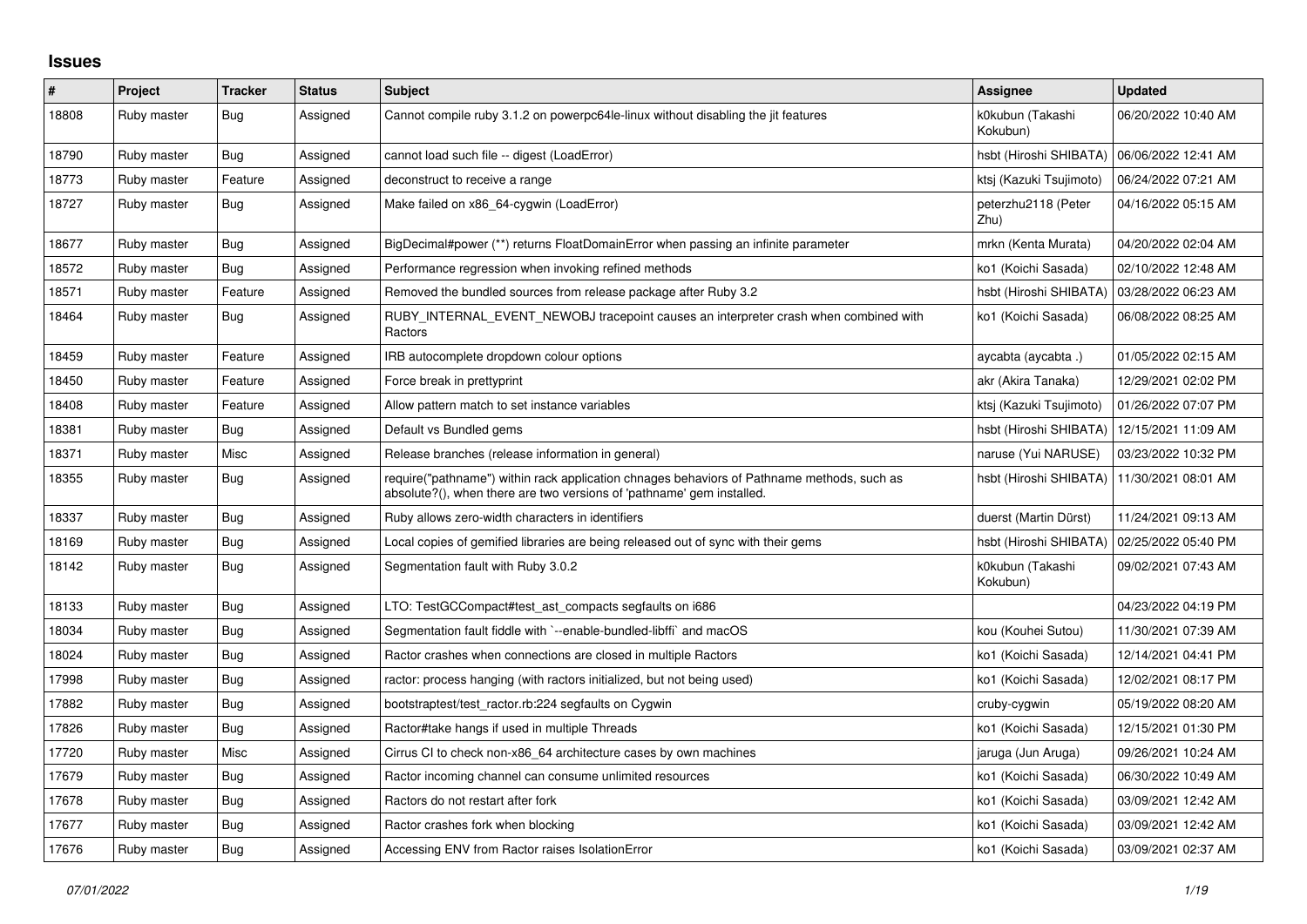# Issues

| # | Project | Tracker | Status | Subject | Assignee | Updated |
|---|---|---|---|---|---|---|
| 18808 | Ruby master | Bug | Assigned | Cannot compile ruby 3.1.2 on powerpc64le-linux without disabling the jit features | k0kubun (Takashi Kokubun) | 06/20/2022 10:40 AM |
| 18790 | Ruby master | Bug | Assigned | cannot load such file -- digest (LoadError) | hsbt (Hiroshi SHIBATA) | 06/06/2022 12:41 AM |
| 18773 | Ruby master | Feature | Assigned | deconstruct to receive a range | ktsj (Kazuki Tsujimoto) | 06/24/2022 07:21 AM |
| 18727 | Ruby master | Bug | Assigned | Make failed on x86_64-cygwin (LoadError) | peterzhu2118 (Peter Zhu) | 04/16/2022 05:15 AM |
| 18677 | Ruby master | Bug | Assigned | BigDecimal#power (**) returns FloatDomainError when passing an infinite parameter | mrkn (Kenta Murata) | 04/20/2022 02:04 AM |
| 18572 | Ruby master | Bug | Assigned | Performance regression when invoking refined methods | ko1 (Koichi Sasada) | 02/10/2022 12:48 AM |
| 18571 | Ruby master | Feature | Assigned | Removed the bundled sources from release package after Ruby 3.2 | hsbt (Hiroshi SHIBATA) | 03/28/2022 06:23 AM |
| 18464 | Ruby master | Bug | Assigned | RUBY_INTERNAL_EVENT_NEWOBJ tracepoint causes an interpreter crash when combined with Ractors | ko1 (Koichi Sasada) | 06/08/2022 08:25 AM |
| 18459 | Ruby master | Feature | Assigned | IRB autocomplete dropdown colour options | aycabta (aycabta .) | 01/05/2022 02:15 AM |
| 18450 | Ruby master | Feature | Assigned | Force break in prettyprint | akr (Akira Tanaka) | 12/29/2021 02:02 PM |
| 18408 | Ruby master | Feature | Assigned | Allow pattern match to set instance variables | ktsj (Kazuki Tsujimoto) | 01/26/2022 07:07 PM |
| 18381 | Ruby master | Bug | Assigned | Default vs Bundled gems | hsbt (Hiroshi SHIBATA) | 12/15/2021 11:09 AM |
| 18371 | Ruby master | Misc | Assigned | Release branches (release information in general) | naruse (Yui NARUSE) | 03/23/2022 10:32 PM |
| 18355 | Ruby master | Bug | Assigned | require("pathname") within rack application chnages behaviors of Pathname methods, such as absolute?(), when there are two versions of 'pathname' gem installed. | hsbt (Hiroshi SHIBATA) | 11/30/2021 08:01 AM |
| 18337 | Ruby master | Bug | Assigned | Ruby allows zero-width characters in identifiers | duerst (Martin Dürst) | 11/24/2021 09:13 AM |
| 18169 | Ruby master | Bug | Assigned | Local copies of gemified libraries are being released out of sync with their gems | hsbt (Hiroshi SHIBATA) | 02/25/2022 05:40 PM |
| 18142 | Ruby master | Bug | Assigned | Segmentation fault with Ruby 3.0.2 | k0kubun (Takashi Kokubun) | 09/02/2021 07:43 AM |
| 18133 | Ruby master | Bug | Assigned | LTO: TestGCCompact#test_ast_compacts segfaults on i686 | | 04/23/2022 04:19 PM |
| 18034 | Ruby master | Bug | Assigned | Segmentation fault fiddle with `--enable-bundled-libffi` and macOS | kou (Kouhei Sutou) | 11/30/2021 07:39 AM |
| 18024 | Ruby master | Bug | Assigned | Ractor crashes when connections are closed in multiple Ractors | ko1 (Koichi Sasada) | 12/14/2021 04:41 PM |
| 17998 | Ruby master | Bug | Assigned | ractor: process hanging (with ractors initialized, but not being used) | ko1 (Koichi Sasada) | 12/02/2021 08:17 PM |
| 17882 | Ruby master | Bug | Assigned | bootstraptest/test_ractor.rb:224 segfaults on Cygwin | cruby-cygwin | 05/19/2022 08:20 AM |
| 17826 | Ruby master | Bug | Assigned | Ractor#take hangs if used in multiple Threads | ko1 (Koichi Sasada) | 12/15/2021 01:30 PM |
| 17720 | Ruby master | Misc | Assigned | Cirrus CI to check non-x86_64 architecture cases by own machines | jaruga (Jun Aruga) | 09/26/2021 10:24 AM |
| 17679 | Ruby master | Bug | Assigned | Ractor incoming channel can consume unlimited resources | ko1 (Koichi Sasada) | 06/30/2022 10:49 AM |
| 17678 | Ruby master | Bug | Assigned | Ractors do not restart after fork | ko1 (Koichi Sasada) | 03/09/2021 12:42 AM |
| 17677 | Ruby master | Bug | Assigned | Ractor crashes fork when blocking | ko1 (Koichi Sasada) | 03/09/2021 12:42 AM |
| 17676 | Ruby master | Bug | Assigned | Accessing ENV from Ractor raises IsolationError | ko1 (Koichi Sasada) | 03/09/2021 02:37 AM |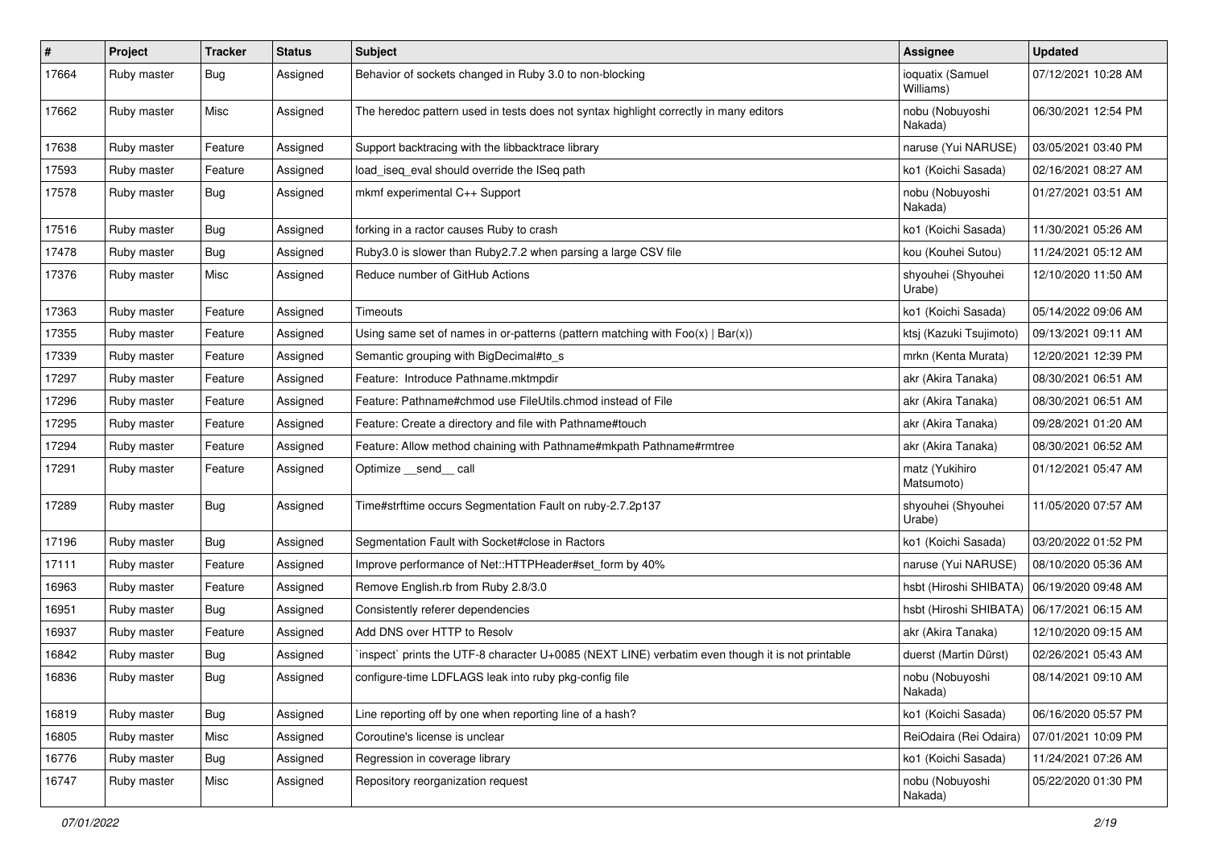| # | Project | Tracker | Status | Subject | Assignee | Updated |
|---|---|---|---|---|---|---|
| 17664 | Ruby master | Bug | Assigned | Behavior of sockets changed in Ruby 3.0 to non-blocking | ioquatix (Samuel Williams) | 07/12/2021 10:28 AM |
| 17662 | Ruby master | Misc | Assigned | The heredoc pattern used in tests does not syntax highlight correctly in many editors | nobu (Nobuyoshi Nakada) | 06/30/2021 12:54 PM |
| 17638 | Ruby master | Feature | Assigned | Support backtracing with the libbacktrace library | naruse (Yui NARUSE) | 03/05/2021 03:40 PM |
| 17593 | Ruby master | Feature | Assigned | load_iseq_eval should override the ISeq path | ko1 (Koichi Sasada) | 02/16/2021 08:27 AM |
| 17578 | Ruby master | Bug | Assigned | mkmf experimental C++ Support | nobu (Nobuyoshi Nakada) | 01/27/2021 03:51 AM |
| 17516 | Ruby master | Bug | Assigned | forking in a ractor causes Ruby to crash | ko1 (Koichi Sasada) | 11/30/2021 05:26 AM |
| 17478 | Ruby master | Bug | Assigned | Ruby3.0 is slower than Ruby2.7.2 when parsing a large CSV file | kou (Kouhei Sutou) | 11/24/2021 05:12 AM |
| 17376 | Ruby master | Misc | Assigned | Reduce number of GitHub Actions | shyouhei (Shyouhei Urabe) | 12/10/2020 11:50 AM |
| 17363 | Ruby master | Feature | Assigned | Timeouts | ko1 (Koichi Sasada) | 05/14/2022 09:06 AM |
| 17355 | Ruby master | Feature | Assigned | Using same set of names in or-patterns (pattern matching with Foo(x) \| Bar(x)) | ktsj (Kazuki Tsujimoto) | 09/13/2021 09:11 AM |
| 17339 | Ruby master | Feature | Assigned | Semantic grouping with BigDecimal#to_s | mrkn (Kenta Murata) | 12/20/2021 12:39 PM |
| 17297 | Ruby master | Feature | Assigned | Feature: Introduce Pathname.mktmpdir | akr (Akira Tanaka) | 08/30/2021 06:51 AM |
| 17296 | Ruby master | Feature | Assigned | Feature: Pathname#chmod use FileUtils.chmod instead of File | akr (Akira Tanaka) | 08/30/2021 06:51 AM |
| 17295 | Ruby master | Feature | Assigned | Feature: Create a directory and file with Pathname#touch | akr (Akira Tanaka) | 09/28/2021 01:20 AM |
| 17294 | Ruby master | Feature | Assigned | Feature: Allow method chaining with Pathname#mkpath Pathname#rmtree | akr (Akira Tanaka) | 08/30/2021 06:52 AM |
| 17291 | Ruby master | Feature | Assigned | Optimize __send__ call | matz (Yukihiro Matsumoto) | 01/12/2021 05:47 AM |
| 17289 | Ruby master | Bug | Assigned | Time#strftime occurs Segmentation Fault on ruby-2.7.2p137 | shyouhei (Shyouhei Urabe) | 11/05/2020 07:57 AM |
| 17196 | Ruby master | Bug | Assigned | Segmentation Fault with Socket#close in Ractors | ko1 (Koichi Sasada) | 03/20/2022 01:52 PM |
| 17111 | Ruby master | Feature | Assigned | Improve performance of Net::HTTPHeader#set_form by 40% | naruse (Yui NARUSE) | 08/10/2020 05:36 AM |
| 16963 | Ruby master | Feature | Assigned | Remove English.rb from Ruby 2.8/3.0 | hsbt (Hiroshi SHIBATA) | 06/19/2020 09:48 AM |
| 16951 | Ruby master | Bug | Assigned | Consistently referer dependencies | hsbt (Hiroshi SHIBATA) | 06/17/2021 06:15 AM |
| 16937 | Ruby master | Feature | Assigned | Add DNS over HTTP to Resolv | akr (Akira Tanaka) | 12/10/2020 09:15 AM |
| 16842 | Ruby master | Bug | Assigned | `inspect` prints the UTF-8 character U+0085 (NEXT LINE) verbatim even though it is not printable | duerst (Martin Dürst) | 02/26/2021 05:43 AM |
| 16836 | Ruby master | Bug | Assigned | configure-time LDFLAGS leak into ruby pkg-config file | nobu (Nobuyoshi Nakada) | 08/14/2021 09:10 AM |
| 16819 | Ruby master | Bug | Assigned | Line reporting off by one when reporting line of a hash? | ko1 (Koichi Sasada) | 06/16/2020 05:57 PM |
| 16805 | Ruby master | Misc | Assigned | Coroutine's license is unclear | ReiOdaira (Rei Odaira) | 07/01/2021 10:09 PM |
| 16776 | Ruby master | Bug | Assigned | Regression in coverage library | ko1 (Koichi Sasada) | 11/24/2021 07:26 AM |
| 16747 | Ruby master | Misc | Assigned | Repository reorganization request | nobu (Nobuyoshi Nakada) | 05/22/2020 01:30 PM |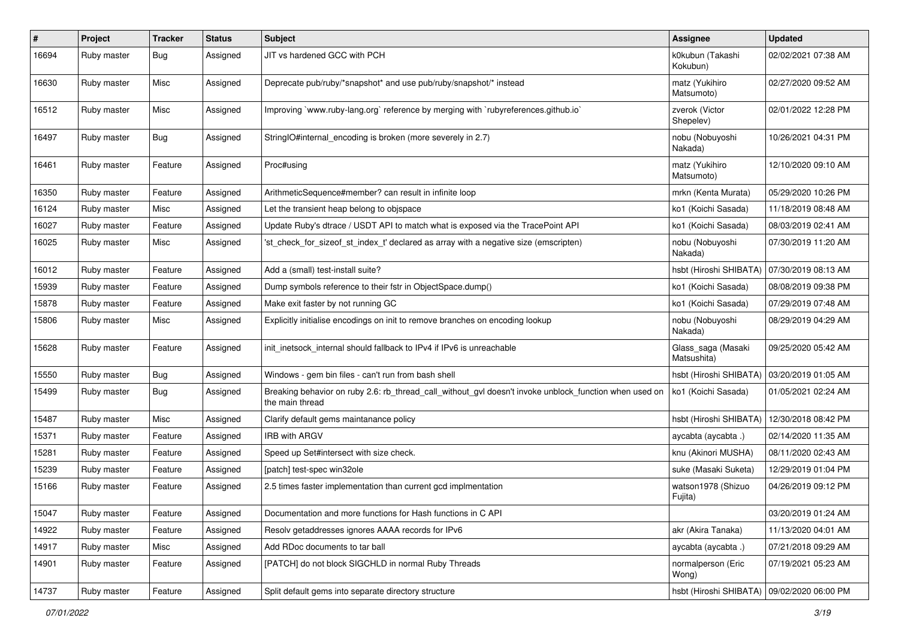| # | Project | Tracker | Status | Subject | Assignee | Updated |
|---|---|---|---|---|---|---|
| 16694 | Ruby master | Bug | Assigned | JIT vs hardened GCC with PCH | k0kubun (Takashi Kokubun) | 02/02/2021 07:38 AM |
| 16630 | Ruby master | Misc | Assigned | Deprecate pub/ruby/*snapshot* and use pub/ruby/snapshot/* instead | matz (Yukihiro Matsumoto) | 02/27/2020 09:52 AM |
| 16512 | Ruby master | Misc | Assigned | Improving `www.ruby-lang.org` reference by merging with `rubyreferences.github.io` | zverok (Victor Shepelev) | 02/01/2022 12:28 PM |
| 16497 | Ruby master | Bug | Assigned | StringIO#internal_encoding is broken (more severely in 2.7) | nobu (Nobuyoshi Nakada) | 10/26/2021 04:31 PM |
| 16461 | Ruby master | Feature | Assigned | Proc#using | matz (Yukihiro Matsumoto) | 12/10/2020 09:10 AM |
| 16350 | Ruby master | Feature | Assigned | ArithmeticSequence#member? can result in infinite loop | mrkn (Kenta Murata) | 05/29/2020 10:26 PM |
| 16124 | Ruby master | Misc | Assigned | Let the transient heap belong to objspace | ko1 (Koichi Sasada) | 11/18/2019 08:48 AM |
| 16027 | Ruby master | Feature | Assigned | Update Ruby's dtrace / USDT API to match what is exposed via the TracePoint API | ko1 (Koichi Sasada) | 08/03/2019 02:41 AM |
| 16025 | Ruby master | Misc | Assigned | 'st_check_for_sizeof_st_index_t' declared as array with a negative size (emscripten) | nobu (Nobuyoshi Nakada) | 07/30/2019 11:20 AM |
| 16012 | Ruby master | Feature | Assigned | Add a (small) test-install suite? | hsbt (Hiroshi SHIBATA) | 07/30/2019 08:13 AM |
| 15939 | Ruby master | Feature | Assigned | Dump symbols reference to their fstr in ObjectSpace.dump() | ko1 (Koichi Sasada) | 08/08/2019 09:38 PM |
| 15878 | Ruby master | Feature | Assigned | Make exit faster by not running GC | ko1 (Koichi Sasada) | 07/29/2019 07:48 AM |
| 15806 | Ruby master | Misc | Assigned | Explicitly initialise encodings on init to remove branches on encoding lookup | nobu (Nobuyoshi Nakada) | 08/29/2019 04:29 AM |
| 15628 | Ruby master | Feature | Assigned | init_inetsock_internal should fallback to IPv4 if IPv6 is unreachable | Glass_saga (Masaki Matsushita) | 09/25/2020 05:42 AM |
| 15550 | Ruby master | Bug | Assigned | Windows - gem bin files - can't run from bash shell | hsbt (Hiroshi SHIBATA) | 03/20/2019 01:05 AM |
| 15499 | Ruby master | Bug | Assigned | Breaking behavior on ruby 2.6: rb_thread_call_without_gvl doesn't invoke unblock_function when used on the main thread | ko1 (Koichi Sasada) | 01/05/2021 02:24 AM |
| 15487 | Ruby master | Misc | Assigned | Clarify default gems maintanance policy | hsbt (Hiroshi SHIBATA) | 12/30/2018 08:42 PM |
| 15371 | Ruby master | Feature | Assigned | IRB with ARGV | aycabta (aycabta .) | 02/14/2020 11:35 AM |
| 15281 | Ruby master | Feature | Assigned | Speed up Set#intersect with size check. | knu (Akinori MUSHA) | 08/11/2020 02:43 AM |
| 15239 | Ruby master | Feature | Assigned | [patch] test-spec win32ole | suke (Masaki Suketa) | 12/29/2019 01:04 PM |
| 15166 | Ruby master | Feature | Assigned | 2.5 times faster implementation than current gcd implmentation | watson1978 (Shizuo Fujita) | 04/26/2019 09:12 PM |
| 15047 | Ruby master | Feature | Assigned | Documentation and more functions for Hash functions in C API | | 03/20/2019 01:24 AM |
| 14922 | Ruby master | Feature | Assigned | Resolv getaddresses ignores AAAA records for IPv6 | akr (Akira Tanaka) | 11/13/2020 04:01 AM |
| 14917 | Ruby master | Misc | Assigned | Add RDoc documents to tar ball | aycabta (aycabta .) | 07/21/2018 09:29 AM |
| 14901 | Ruby master | Feature | Assigned | [PATCH] do not block SIGCHLD in normal Ruby Threads | normalperson (Eric Wong) | 07/19/2021 05:23 AM |
| 14737 | Ruby master | Feature | Assigned | Split default gems into separate directory structure | hsbt (Hiroshi SHIBATA) | 09/02/2020 06:00 PM |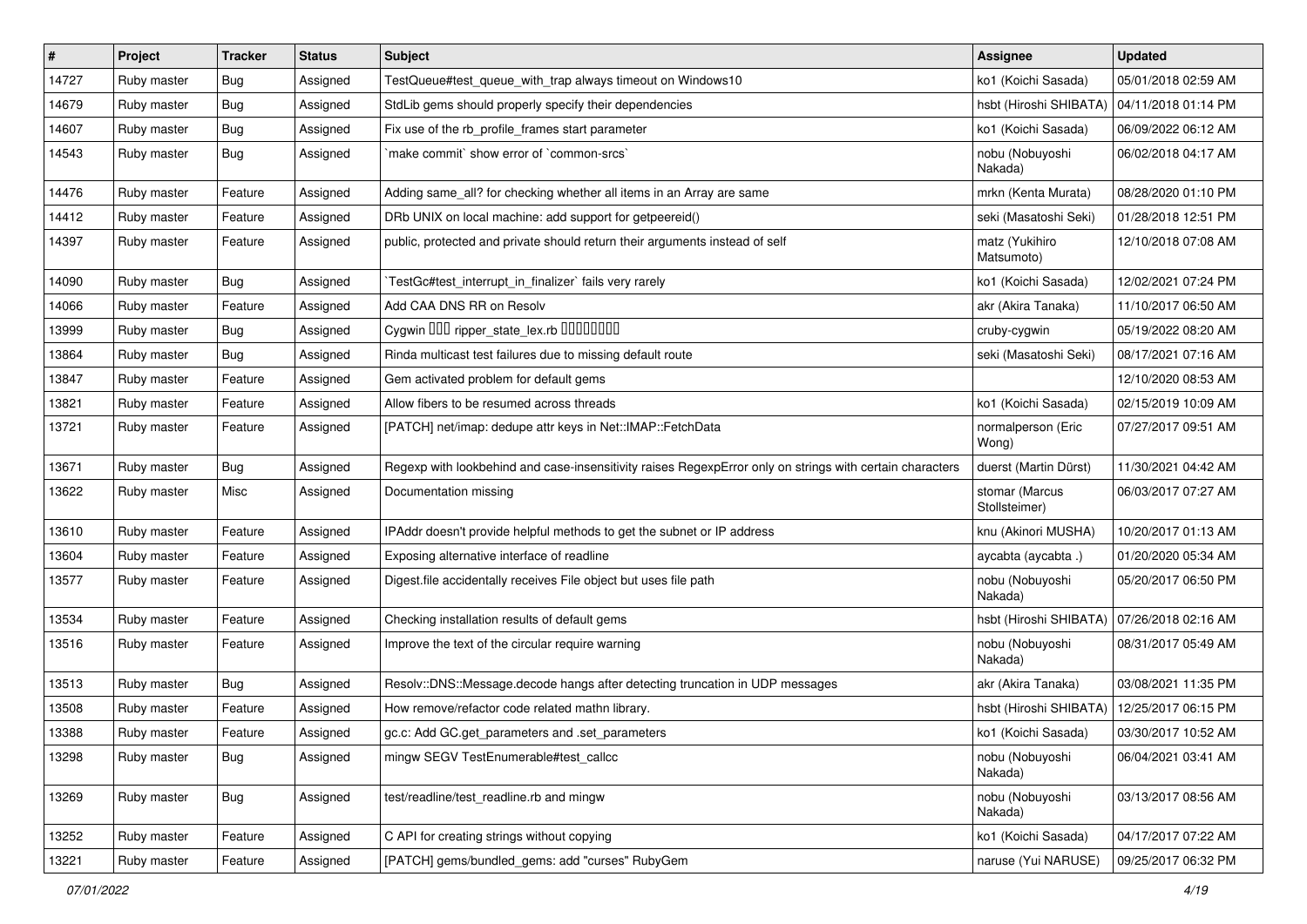| # | Project | Tracker | Status | Subject | Assignee | Updated |
|---|---|---|---|---|---|---|
| 14727 | Ruby master | Bug | Assigned | TestQueue#test_queue_with_trap always timeout on Windows10 | ko1 (Koichi Sasada) | 05/01/2018 02:59 AM |
| 14679 | Ruby master | Bug | Assigned | StdLib gems should properly specify their dependencies | hsbt (Hiroshi SHIBATA) | 04/11/2018 01:14 PM |
| 14607 | Ruby master | Bug | Assigned | Fix use of the rb_profile_frames start parameter | ko1 (Koichi Sasada) | 06/09/2022 06:12 AM |
| 14543 | Ruby master | Bug | Assigned | `make commit` show error of `common-srcs` | nobu (Nobuyoshi Nakada) | 06/02/2018 04:17 AM |
| 14476 | Ruby master | Feature | Assigned | Adding same_all? for checking whether all items in an Array are same | mrkn (Kenta Murata) | 08/28/2020 01:10 PM |
| 14412 | Ruby master | Feature | Assigned | DRb UNIX on local machine: add support for getpeereid() | seki (Masatoshi Seki) | 01/28/2018 12:51 PM |
| 14397 | Ruby master | Feature | Assigned | public, protected and private should return their arguments instead of self | matz (Yukihiro Matsumoto) | 12/10/2018 07:08 AM |
| 14090 | Ruby master | Bug | Assigned | `TestGc#test_interrupt_in_finalizer` fails very rarely | ko1 (Koichi Sasada) | 12/02/2021 07:24 PM |
| 14066 | Ruby master | Feature | Assigned | Add CAA DNS RR on Resolv | akr (Akira Tanaka) | 11/10/2017 06:50 AM |
| 13999 | Ruby master | Bug | Assigned | Cygwin ☐☐☐ ripper_state_lex.rb ☐☐☐☐☐☐☐☐ | cruby-cygwin | 05/19/2022 08:20 AM |
| 13864 | Ruby master | Bug | Assigned | Rinda multicast test failures due to missing default route | seki (Masatoshi Seki) | 08/17/2021 07:16 AM |
| 13847 | Ruby master | Feature | Assigned | Gem activated problem for default gems | | 12/10/2020 08:53 AM |
| 13821 | Ruby master | Feature | Assigned | Allow fibers to be resumed across threads | ko1 (Koichi Sasada) | 02/15/2019 10:09 AM |
| 13721 | Ruby master | Feature | Assigned | [PATCH] net/imap: dedupe attr keys in Net::IMAP::FetchData | normalperson (Eric Wong) | 07/27/2017 09:51 AM |
| 13671 | Ruby master | Bug | Assigned | Regexp with lookbehind and case-insensitivity raises RegexpError only on strings with certain characters | duerst (Martin Dürst) | 11/30/2021 04:42 AM |
| 13622 | Ruby master | Misc | Assigned | Documentation missing | stomar (Marcus Stollsteimer) | 06/03/2017 07:27 AM |
| 13610 | Ruby master | Feature | Assigned | IPAddr doesn't provide helpful methods to get the subnet or IP address | knu (Akinori MUSHA) | 10/20/2017 01:13 AM |
| 13604 | Ruby master | Feature | Assigned | Exposing alternative interface of readline | aycabta (aycabta .) | 01/20/2020 05:34 AM |
| 13577 | Ruby master | Feature | Assigned | Digest.file accidentally receives File object but uses file path | nobu (Nobuyoshi Nakada) | 05/20/2017 06:50 PM |
| 13534 | Ruby master | Feature | Assigned | Checking installation results of default gems | hsbt (Hiroshi SHIBATA) | 07/26/2018 02:16 AM |
| 13516 | Ruby master | Feature | Assigned | Improve the text of the circular require warning | nobu (Nobuyoshi Nakada) | 08/31/2017 05:49 AM |
| 13513 | Ruby master | Bug | Assigned | Resolv::DNS::Message.decode hangs after detecting truncation in UDP messages | akr (Akira Tanaka) | 03/08/2021 11:35 PM |
| 13508 | Ruby master | Feature | Assigned | How remove/refactor code related mathn library. | hsbt (Hiroshi SHIBATA) | 12/25/2017 06:15 PM |
| 13388 | Ruby master | Feature | Assigned | gc.c: Add GC.get_parameters and .set_parameters | ko1 (Koichi Sasada) | 03/30/2017 10:52 AM |
| 13298 | Ruby master | Bug | Assigned | mingw SEGV TestEnumerable#test_callcc | nobu (Nobuyoshi Nakada) | 06/04/2021 03:41 AM |
| 13269 | Ruby master | Bug | Assigned | test/readline/test_readline.rb and mingw | nobu (Nobuyoshi Nakada) | 03/13/2017 08:56 AM |
| 13252 | Ruby master | Feature | Assigned | C API for creating strings without copying | ko1 (Koichi Sasada) | 04/17/2017 07:22 AM |
| 13221 | Ruby master | Feature | Assigned | [PATCH] gems/bundled_gems: add "curses" RubyGem | naruse (Yui NARUSE) | 09/25/2017 06:32 PM |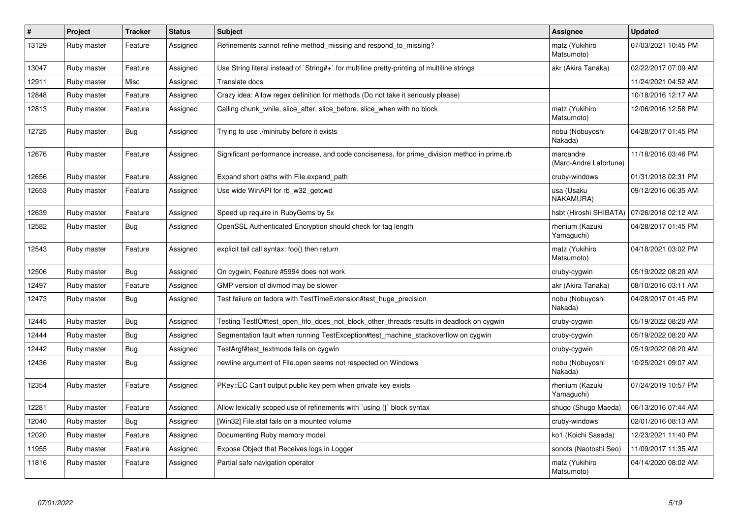| # | Project | Tracker | Status | Subject | Assignee | Updated |
| --- | --- | --- | --- | --- | --- | --- |
| 13129 | Ruby master | Feature | Assigned | Refinements cannot refine method_missing and respond_to_missing? | matz (Yukihiro Matsumoto) | 07/03/2021 10:45 PM |
| 13047 | Ruby master | Feature | Assigned | Use String literal instead of `String#+` for multiline pretty-printing of multiline strings | akr (Akira Tanaka) | 02/22/2017 07:09 AM |
| 12911 | Ruby master | Misc | Assigned | Translate docs | | 11/24/2021 04:52 AM |
| 12848 | Ruby master | Feature | Assigned | Crazy idea: Allow regex definition for methods (Do not take it seriously please) | | 10/18/2016 12:17 AM |
| 12813 | Ruby master | Feature | Assigned | Calling chunk_while, slice_after, slice_before, slice_when with no block | matz (Yukihiro Matsumoto) | 12/06/2016 12:58 PM |
| 12725 | Ruby master | Bug | Assigned | Trying to use ./miniruby before it exists | nobu (Nobuyoshi Nakada) | 04/28/2017 01:45 PM |
| 12676 | Ruby master | Feature | Assigned | Significant performance increase, and code conciseness, for prime_division method in prime.rb | marcandre (Marc-Andre Lafortune) | 11/18/2016 03:46 PM |
| 12656 | Ruby master | Feature | Assigned | Expand short paths with File.expand_path | cruby-windows | 01/31/2018 02:31 PM |
| 12653 | Ruby master | Feature | Assigned | Use wide WinAPI for rb_w32_getcwd | usa (Usaku NAKAMURA) | 09/12/2016 06:35 AM |
| 12639 | Ruby master | Feature | Assigned | Speed up require in RubyGems by 5x | hsbt (Hiroshi SHIBATA) | 07/26/2018 02:12 AM |
| 12582 | Ruby master | Bug | Assigned | OpenSSL Authenticated Encryption should check for tag length | rhenium (Kazuki Yamaguchi) | 04/28/2017 01:45 PM |
| 12543 | Ruby master | Feature | Assigned | explicit tail call syntax: foo() then return | matz (Yukihiro Matsumoto) | 04/18/2021 03:02 PM |
| 12506 | Ruby master | Bug | Assigned | On cygwin, Feature #5994 does not work | cruby-cygwin | 05/19/2022 08:20 AM |
| 12497 | Ruby master | Feature | Assigned | GMP version of divmod may be slower | akr (Akira Tanaka) | 08/10/2016 03:11 AM |
| 12473 | Ruby master | Bug | Assigned | Test failure on fedora with TestTimeExtension#test_huge_precision | nobu (Nobuyoshi Nakada) | 04/28/2017 01:45 PM |
| 12445 | Ruby master | Bug | Assigned | Testing TestIO#test_open_fifo_does_not_block_other_threads results in deadlock on cygwin | cruby-cygwin | 05/19/2022 08:20 AM |
| 12444 | Ruby master | Bug | Assigned | Segmentation fault when running TestException#test_machine_stackoverflow on cygwin | cruby-cygwin | 05/19/2022 08:20 AM |
| 12442 | Ruby master | Bug | Assigned | TestArgf#test_textmode fails on cygwin | cruby-cygwin | 05/19/2022 08:20 AM |
| 12436 | Ruby master | Bug | Assigned | newline argument of File.open seems not respected on Windows | nobu (Nobuyoshi Nakada) | 10/25/2021 09:07 AM |
| 12354 | Ruby master | Feature | Assigned | PKey::EC Can't output public key pem when private key exists | rhenium (Kazuki Yamaguchi) | 07/24/2019 10:57 PM |
| 12281 | Ruby master | Feature | Assigned | Allow lexically scoped use of refinements with `using {}` block syntax | shugo (Shugo Maeda) | 06/13/2016 07:44 AM |
| 12040 | Ruby master | Bug | Assigned | [Win32] File.stat fails on a mounted volume | cruby-windows | 02/01/2016 08:13 AM |
| 12020 | Ruby master | Feature | Assigned | Documenting Ruby memory model | ko1 (Koichi Sasada) | 12/23/2021 11:40 PM |
| 11955 | Ruby master | Feature | Assigned | Expose Object that Receives logs in Logger | sonots (Naotoshi Seo) | 11/09/2017 11:35 AM |
| 11816 | Ruby master | Feature | Assigned | Partial safe navigation operator | matz (Yukihiro Matsumoto) | 04/14/2020 08:02 AM |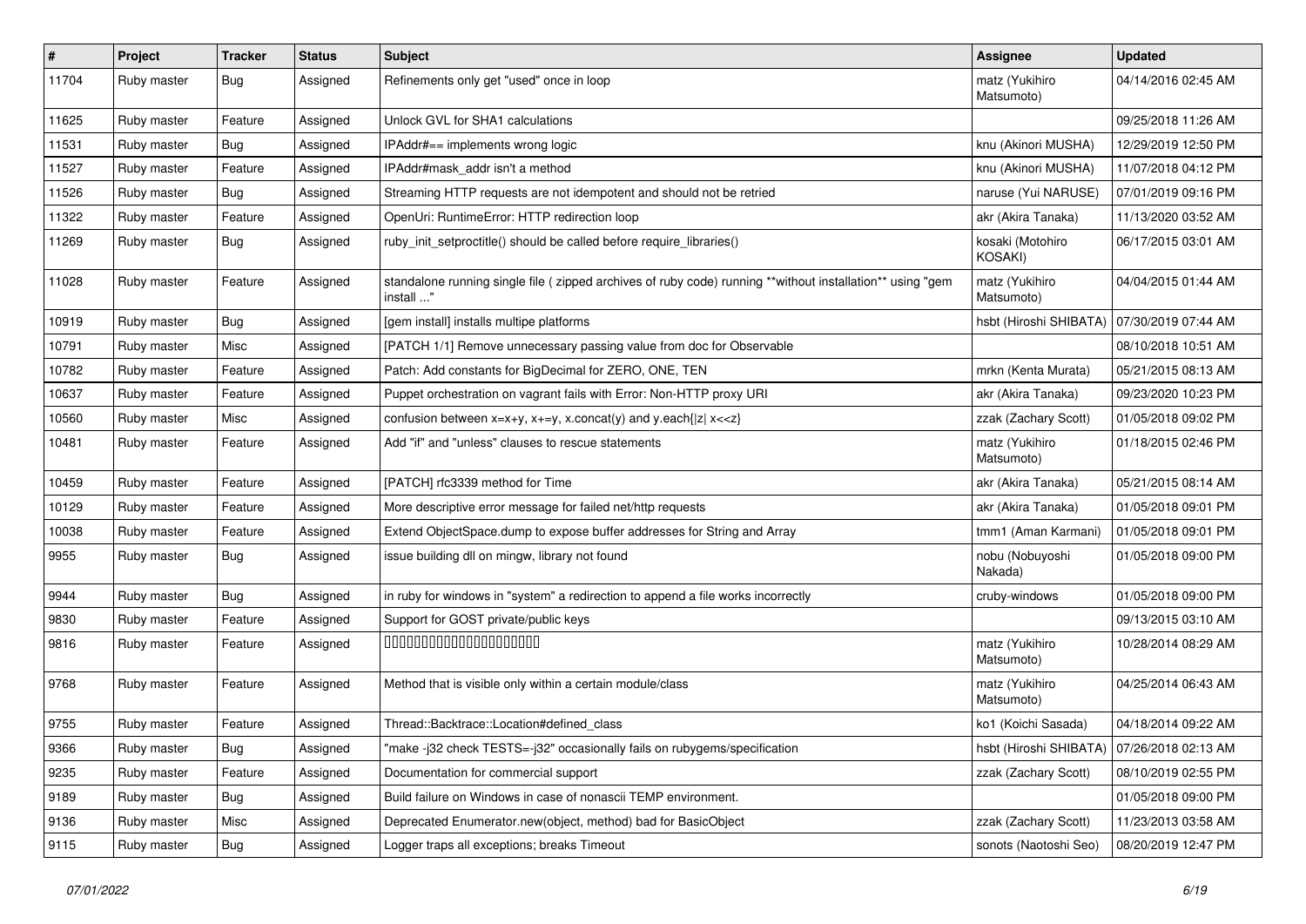| # | Project | Tracker | Status | Subject | Assignee | Updated |
|---|---|---|---|---|---|---|
| 11704 | Ruby master | Bug | Assigned | Refinements only get "used" once in loop | matz (Yukihiro Matsumoto) | 04/14/2016 02:45 AM |
| 11625 | Ruby master | Feature | Assigned | Unlock GVL for SHA1 calculations | | 09/25/2018 11:26 AM |
| 11531 | Ruby master | Bug | Assigned | IPAddr#== implements wrong logic | knu (Akinori MUSHA) | 12/29/2019 12:50 PM |
| 11527 | Ruby master | Feature | Assigned | IPAddr#mask_addr isn't a method | knu (Akinori MUSHA) | 11/07/2018 04:12 PM |
| 11526 | Ruby master | Bug | Assigned | Streaming HTTP requests are not idempotent and should not be retried | naruse (Yui NARUSE) | 07/01/2019 09:16 PM |
| 11322 | Ruby master | Feature | Assigned | OpenUri: RuntimeError: HTTP redirection loop | akr (Akira Tanaka) | 11/13/2020 03:52 AM |
| 11269 | Ruby master | Bug | Assigned | ruby_init_setproctitle() should be called before require_libraries() | kosaki (Motohiro KOSAKI) | 06/17/2015 03:01 AM |
| 11028 | Ruby master | Feature | Assigned | standalone running single file ( zipped archives of ruby code) running **without installation** using "gem install ..." | matz (Yukihiro Matsumoto) | 04/04/2015 01:44 AM |
| 10919 | Ruby master | Bug | Assigned | [gem install] installs multipe platforms | hsbt (Hiroshi SHIBATA) | 07/30/2019 07:44 AM |
| 10791 | Ruby master | Misc | Assigned | [PATCH 1/1] Remove unnecessary passing value from doc for Observable | | 08/10/2018 10:51 AM |
| 10782 | Ruby master | Feature | Assigned | Patch: Add constants for BigDecimal for ZERO, ONE, TEN | mrkn (Kenta Murata) | 05/21/2015 08:13 AM |
| 10637 | Ruby master | Feature | Assigned | Puppet orchestration on vagrant fails with Error: Non-HTTP proxy URI | akr (Akira Tanaka) | 09/23/2020 10:23 PM |
| 10560 | Ruby master | Misc | Assigned | confusion between x=x+y, x+=y, x.concat(y) and y.each{\|z\| x<<z} | zzak (Zachary Scott) | 01/05/2018 09:02 PM |
| 10481 | Ruby master | Feature | Assigned | Add "if" and "unless" clauses to rescue statements | matz (Yukihiro Matsumoto) | 01/18/2015 02:46 PM |
| 10459 | Ruby master | Feature | Assigned | [PATCH] rfc3339 method for Time | akr (Akira Tanaka) | 05/21/2015 08:14 AM |
| 10129 | Ruby master | Feature | Assigned | More descriptive error message for failed net/http requests | akr (Akira Tanaka) | 01/05/2018 09:01 PM |
| 10038 | Ruby master | Feature | Assigned | Extend ObjectSpace.dump to expose buffer addresses for String and Array | tmm1 (Aman Karmani) | 01/05/2018 09:01 PM |
| 9955 | Ruby master | Bug | Assigned | issue building dll on mingw, library not found | nobu (Nobuyoshi Nakada) | 01/05/2018 09:00 PM |
| 9944 | Ruby master | Bug | Assigned | in ruby for windows in "system" a redirection to append a file works incorrectly | cruby-windows | 01/05/2018 09:00 PM |
| 9830 | Ruby master | Feature | Assigned | Support for GOST private/public keys | | 09/13/2015 03:10 AM |
| 9816 | Ruby master | Feature | Assigned | 00000000000000000000 | matz (Yukihiro Matsumoto) | 10/28/2014 08:29 AM |
| 9768 | Ruby master | Feature | Assigned | Method that is visible only within a certain module/class | matz (Yukihiro Matsumoto) | 04/25/2014 06:43 AM |
| 9755 | Ruby master | Feature | Assigned | Thread::Backtrace::Location#defined_class | ko1 (Koichi Sasada) | 04/18/2014 09:22 AM |
| 9366 | Ruby master | Bug | Assigned | "make -j32 check TESTS=-j32" occasionally fails on rubygems/specification | hsbt (Hiroshi SHIBATA) | 07/26/2018 02:13 AM |
| 9235 | Ruby master | Feature | Assigned | Documentation for commercial support | zzak (Zachary Scott) | 08/10/2019 02:55 PM |
| 9189 | Ruby master | Bug | Assigned | Build failure on Windows in case of nonascii TEMP environment. | | 01/05/2018 09:00 PM |
| 9136 | Ruby master | Misc | Assigned | Deprecated Enumerator.new(object, method) bad for BasicObject | zzak (Zachary Scott) | 11/23/2013 03:58 AM |
| 9115 | Ruby master | Bug | Assigned | Logger traps all exceptions; breaks Timeout | sonots (Naotoshi Seo) | 08/20/2019 12:47 PM |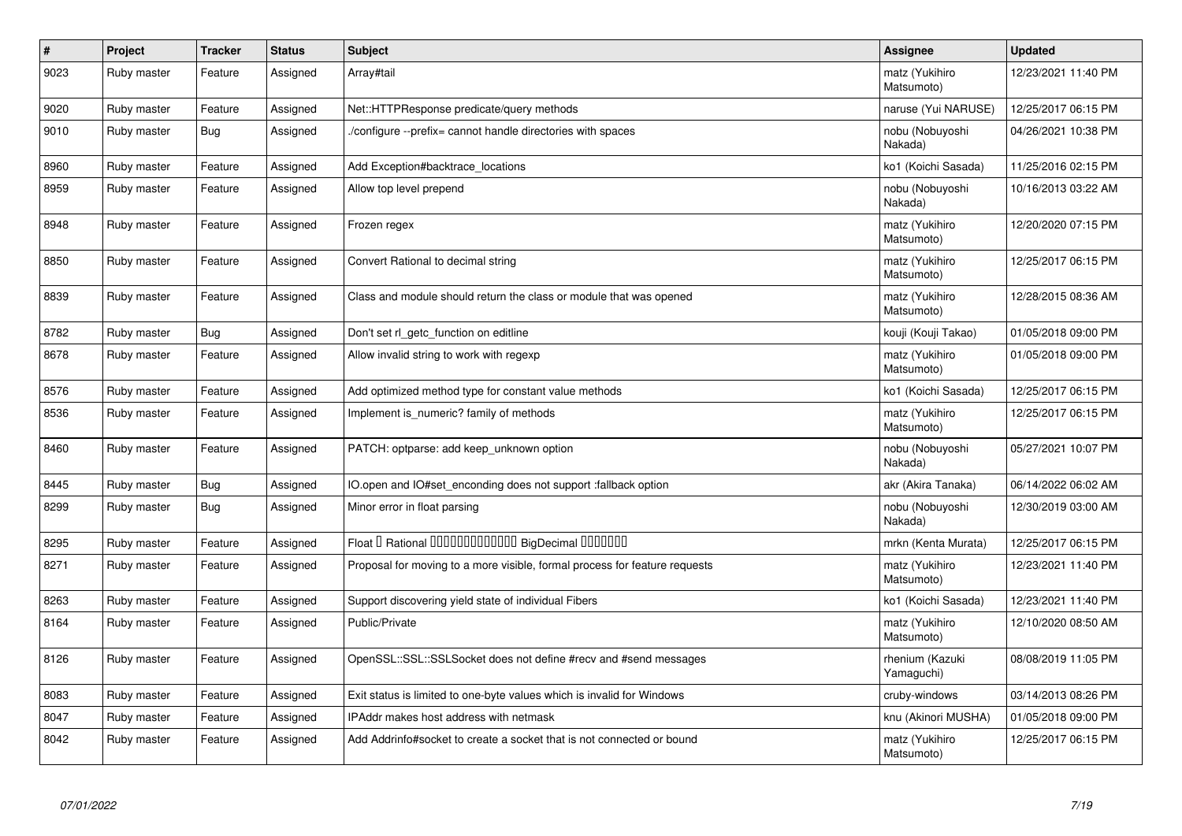| # | Project | Tracker | Status | Subject | Assignee | Updated |
|---|---|---|---|---|---|---|
| 9023 | Ruby master | Feature | Assigned | Array#tail | matz (Yukihiro Matsumoto) | 12/23/2021 11:40 PM |
| 9020 | Ruby master | Feature | Assigned | Net::HTTPResponse predicate/query methods | naruse (Yui NARUSE) | 12/25/2017 06:15 PM |
| 9010 | Ruby master | Bug | Assigned | ./configure --prefix= cannot handle directories with spaces | nobu (Nobuyoshi Nakada) | 04/26/2021 10:38 PM |
| 8960 | Ruby master | Feature | Assigned | Add Exception#backtrace_locations | ko1 (Koichi Sasada) | 11/25/2016 02:15 PM |
| 8959 | Ruby master | Feature | Assigned | Allow top level prepend | nobu (Nobuyoshi Nakada) | 10/16/2013 03:22 AM |
| 8948 | Ruby master | Feature | Assigned | Frozen regex | matz (Yukihiro Matsumoto) | 12/20/2020 07:15 PM |
| 8850 | Ruby master | Feature | Assigned | Convert Rational to decimal string | matz (Yukihiro Matsumoto) | 12/25/2017 06:15 PM |
| 8839 | Ruby master | Feature | Assigned | Class and module should return the class or module that was opened | matz (Yukihiro Matsumoto) | 12/28/2015 08:36 AM |
| 8782 | Ruby master | Bug | Assigned | Don't set rl_getc_function on editline | kouji (Kouji Takao) | 01/05/2018 09:00 PM |
| 8678 | Ruby master | Feature | Assigned | Allow invalid string to work with regexp | matz (Yukihiro Matsumoto) | 01/05/2018 09:00 PM |
| 8576 | Ruby master | Feature | Assigned | Add optimized method type for constant value methods | ko1 (Koichi Sasada) | 12/25/2017 06:15 PM |
| 8536 | Ruby master | Feature | Assigned | Implement is_numeric? family of methods | matz (Yukihiro Matsumoto) | 12/25/2017 06:15 PM |
| 8460 | Ruby master | Feature | Assigned | PATCH: optparse: add keep_unknown option | nobu (Nobuyoshi Nakada) | 05/27/2021 10:07 PM |
| 8445 | Ruby master | Bug | Assigned | IO.open and IO#set_enconding does not support :fallback option | akr (Akira Tanaka) | 06/14/2022 06:02 AM |
| 8299 | Ruby master | Bug | Assigned | Minor error in float parsing | nobu (Nobuyoshi Nakada) | 12/30/2019 03:00 AM |
| 8295 | Ruby master | Feature | Assigned | Float or Rational ... BigDecimal ... | mrkn (Kenta Murata) | 12/25/2017 06:15 PM |
| 8271 | Ruby master | Feature | Assigned | Proposal for moving to a more visible, formal process for feature requests | matz (Yukihiro Matsumoto) | 12/23/2021 11:40 PM |
| 8263 | Ruby master | Feature | Assigned | Support discovering yield state of individual Fibers | ko1 (Koichi Sasada) | 12/23/2021 11:40 PM |
| 8164 | Ruby master | Feature | Assigned | Public/Private | matz (Yukihiro Matsumoto) | 12/10/2020 08:50 AM |
| 8126 | Ruby master | Feature | Assigned | OpenSSL::SSL::SSLSocket does not define #recv and #send messages | rhenium (Kazuki Yamaguchi) | 08/08/2019 11:05 PM |
| 8083 | Ruby master | Feature | Assigned | Exit status is limited to one-byte values which is invalid for Windows | cruby-windows | 03/14/2013 08:26 PM |
| 8047 | Ruby master | Feature | Assigned | IPAddr makes host address with netmask | knu (Akinori MUSHA) | 01/05/2018 09:00 PM |
| 8042 | Ruby master | Feature | Assigned | Add Addrinfo#socket to create a socket that is not connected or bound | matz (Yukihiro Matsumoto) | 12/25/2017 06:15 PM |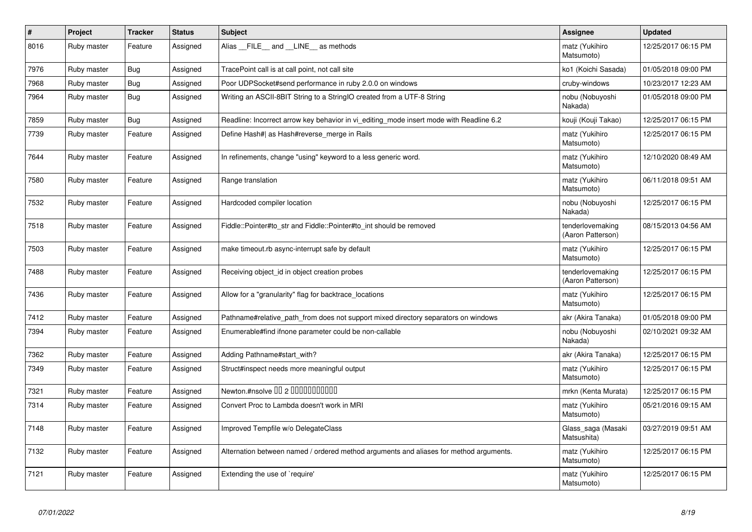| # | Project | Tracker | Status | Subject | Assignee | Updated |
|---|---|---|---|---|---|---|
| 8016 | Ruby master | Feature | Assigned | Alias __FILE__ and __LINE__ as methods | matz (Yukihiro Matsumoto) | 12/25/2017 06:15 PM |
| 7976 | Ruby master | Bug | Assigned | TracePoint call is at call point, not call site | ko1 (Koichi Sasada) | 01/05/2018 09:00 PM |
| 7968 | Ruby master | Bug | Assigned | Poor UDPSocket#send performance in ruby 2.0.0 on windows | cruby-windows | 10/23/2017 12:23 AM |
| 7964 | Ruby master | Bug | Assigned | Writing an ASCII-8BIT String to a StringIO created from a UTF-8 String | nobu (Nobuyoshi Nakada) | 01/05/2018 09:00 PM |
| 7859 | Ruby master | Bug | Assigned | Readline: Incorrect arrow key behavior in vi_editing_mode insert mode with Readline 6.2 | kouji (Kouji Takao) | 12/25/2017 06:15 PM |
| 7739 | Ruby master | Feature | Assigned | Define Hash#\| as Hash#reverse_merge in Rails | matz (Yukihiro Matsumoto) | 12/25/2017 06:15 PM |
| 7644 | Ruby master | Feature | Assigned | In refinements, change "using" keyword to a less generic word. | matz (Yukihiro Matsumoto) | 12/10/2020 08:49 AM |
| 7580 | Ruby master | Feature | Assigned | Range translation | matz (Yukihiro Matsumoto) | 06/11/2018 09:51 AM |
| 7532 | Ruby master | Feature | Assigned | Hardcoded compiler location | nobu (Nobuyoshi Nakada) | 12/25/2017 06:15 PM |
| 7518 | Ruby master | Feature | Assigned | Fiddle::Pointer#to_str and Fiddle::Pointer#to_int should be removed | tenderlovemaking (Aaron Patterson) | 08/15/2013 04:56 AM |
| 7503 | Ruby master | Feature | Assigned | make timeout.rb async-interrupt safe by default | matz (Yukihiro Matsumoto) | 12/25/2017 06:15 PM |
| 7488 | Ruby master | Feature | Assigned | Receiving object_id in object creation probes | tenderlovemaking (Aaron Patterson) | 12/25/2017 06:15 PM |
| 7436 | Ruby master | Feature | Assigned | Allow for a "granularity" flag for backtrace_locations | matz (Yukihiro Matsumoto) | 12/25/2017 06:15 PM |
| 7412 | Ruby master | Feature | Assigned | Pathname#relative_path_from does not support mixed directory separators on windows | akr (Akira Tanaka) | 01/05/2018 09:00 PM |
| 7394 | Ruby master | Feature | Assigned | Enumerable#find ifnone parameter could be non-callable | nobu (Nobuyoshi Nakada) | 02/10/2021 09:32 AM |
| 7362 | Ruby master | Feature | Assigned | Adding Pathname#start_with? | akr (Akira Tanaka) | 12/25/2017 06:15 PM |
| 7349 | Ruby master | Feature | Assigned | Struct#inspect needs more meaningful output | matz (Yukihiro Matsumoto) | 12/25/2017 06:15 PM |
| 7321 | Ruby master | Feature | Assigned | Newton.#nsolve □□ 2 □□□□□□□□□□□ | mrkn (Kenta Murata) | 12/25/2017 06:15 PM |
| 7314 | Ruby master | Feature | Assigned | Convert Proc to Lambda doesn't work in MRI | matz (Yukihiro Matsumoto) | 05/21/2016 09:15 AM |
| 7148 | Ruby master | Feature | Assigned | Improved Tempfile w/o DelegateClass | Glass_saga (Masaki Matsushita) | 03/27/2019 09:51 AM |
| 7132 | Ruby master | Feature | Assigned | Alternation between named / ordered method arguments and aliases for method arguments. | matz (Yukihiro Matsumoto) | 12/25/2017 06:15 PM |
| 7121 | Ruby master | Feature | Assigned | Extending the use of `require' | matz (Yukihiro Matsumoto) | 12/25/2017 06:15 PM |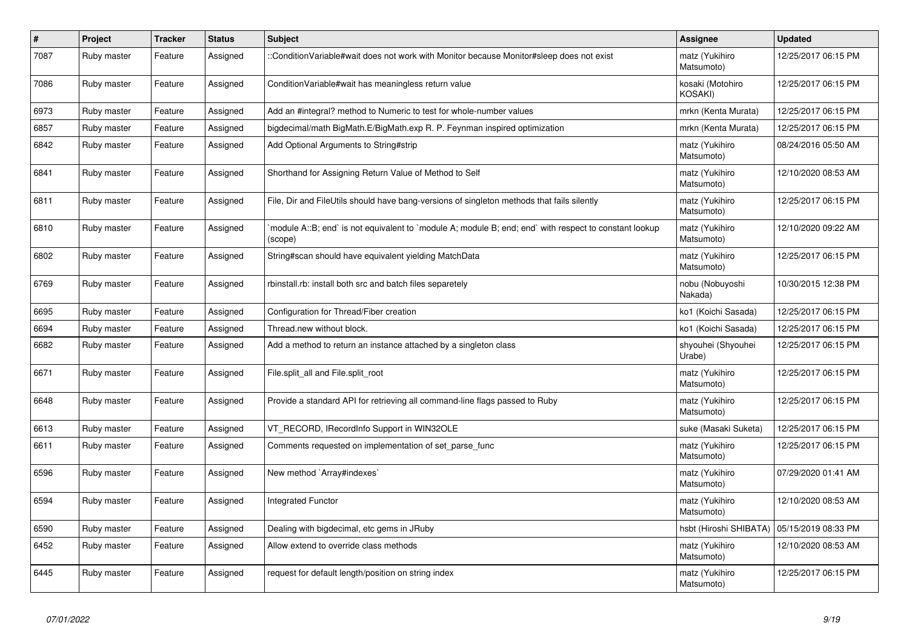| # | Project | Tracker | Status | Subject | Assignee | Updated |
|---|---|---|---|---|---|---|
| 7087 | Ruby master | Feature | Assigned | ::ConditionVariable#wait does not work with Monitor because Monitor#sleep does not exist | matz (Yukihiro Matsumoto) | 12/25/2017 06:15 PM |
| 7086 | Ruby master | Feature | Assigned | ConditionVariable#wait has meaningless return value | kosaki (Motohiro KOSAKI) | 12/25/2017 06:15 PM |
| 6973 | Ruby master | Feature | Assigned | Add an #integral? method to Numeric to test for whole-number values | mrkn (Kenta Murata) | 12/25/2017 06:15 PM |
| 6857 | Ruby master | Feature | Assigned | bigdecimal/math BigMath.E/BigMath.exp R. P. Feynman inspired optimization | mrkn (Kenta Murata) | 12/25/2017 06:15 PM |
| 6842 | Ruby master | Feature | Assigned | Add Optional Arguments to String#strip | matz (Yukihiro Matsumoto) | 08/24/2016 05:50 AM |
| 6841 | Ruby master | Feature | Assigned | Shorthand for Assigning Return Value of Method to Self | matz (Yukihiro Matsumoto) | 12/10/2020 08:53 AM |
| 6811 | Ruby master | Feature | Assigned | File, Dir and FileUtils should have bang-versions of singleton methods that fails silently | matz (Yukihiro Matsumoto) | 12/25/2017 06:15 PM |
| 6810 | Ruby master | Feature | Assigned | `module A::B; end` is not equivalent to `module A; module B; end; end` with respect to constant lookup (scope) | matz (Yukihiro Matsumoto) | 12/10/2020 09:22 AM |
| 6802 | Ruby master | Feature | Assigned | String#scan should have equivalent yielding MatchData | matz (Yukihiro Matsumoto) | 12/25/2017 06:15 PM |
| 6769 | Ruby master | Feature | Assigned | rbinstall.rb: install both src and batch files separetely | nobu (Nobuyoshi Nakada) | 10/30/2015 12:38 PM |
| 6695 | Ruby master | Feature | Assigned | Configuration for Thread/Fiber creation | ko1 (Koichi Sasada) | 12/25/2017 06:15 PM |
| 6694 | Ruby master | Feature | Assigned | Thread.new without block. | ko1 (Koichi Sasada) | 12/25/2017 06:15 PM |
| 6682 | Ruby master | Feature | Assigned | Add a method to return an instance attached by a singleton class | shyouhei (Shyouhei Urabe) | 12/25/2017 06:15 PM |
| 6671 | Ruby master | Feature | Assigned | File.split_all and File.split_root | matz (Yukihiro Matsumoto) | 12/25/2017 06:15 PM |
| 6648 | Ruby master | Feature | Assigned | Provide a standard API for retrieving all command-line flags passed to Ruby | matz (Yukihiro Matsumoto) | 12/25/2017 06:15 PM |
| 6613 | Ruby master | Feature | Assigned | VT_RECORD, IRecordInfo Support in WIN32OLE | suke (Masaki Suketa) | 12/25/2017 06:15 PM |
| 6611 | Ruby master | Feature | Assigned | Comments requested on implementation of set_parse_func | matz (Yukihiro Matsumoto) | 12/25/2017 06:15 PM |
| 6596 | Ruby master | Feature | Assigned | New method `Array#indexes` | matz (Yukihiro Matsumoto) | 07/29/2020 01:41 AM |
| 6594 | Ruby master | Feature | Assigned | Integrated Functor | matz (Yukihiro Matsumoto) | 12/10/2020 08:53 AM |
| 6590 | Ruby master | Feature | Assigned | Dealing with bigdecimal, etc gems in JRuby | hsbt (Hiroshi SHIBATA) | 05/15/2019 08:33 PM |
| 6452 | Ruby master | Feature | Assigned | Allow extend to override class methods | matz (Yukihiro Matsumoto) | 12/10/2020 08:53 AM |
| 6445 | Ruby master | Feature | Assigned | request for default length/position on string index | matz (Yukihiro Matsumoto) | 12/25/2017 06:15 PM |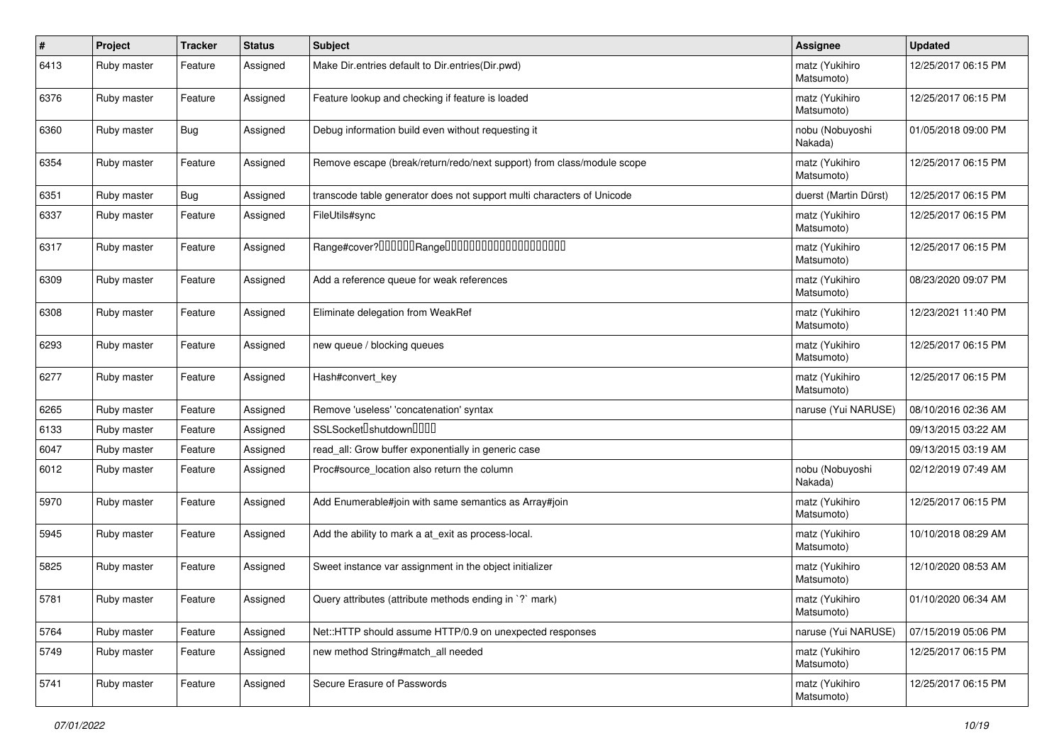| # | Project | Tracker | Status | Subject | Assignee | Updated |
|---|---|---|---|---|---|---|
| 6413 | Ruby master | Feature | Assigned | Make Dir.entries default to Dir.entries(Dir.pwd) | matz (Yukihiro Matsumoto) | 12/25/2017 06:15 PM |
| 6376 | Ruby master | Feature | Assigned | Feature lookup and checking if feature is loaded | matz (Yukihiro Matsumoto) | 12/25/2017 06:15 PM |
| 6360 | Ruby master | Bug | Assigned | Debug information build even without requesting it | nobu (Nobuyoshi Nakada) | 01/05/2018 09:00 PM |
| 6354 | Ruby master | Feature | Assigned | Remove escape (break/return/redo/next support) from class/module scope | matz (Yukihiro Matsumoto) | 12/25/2017 06:15 PM |
| 6351 | Ruby master | Bug | Assigned | transcode table generator does not support multi characters of Unicode | duerst (Martin Dürst) | 12/25/2017 06:15 PM |
| 6337 | Ruby master | Feature | Assigned | FileUtils#sync | matz (Yukihiro Matsumoto) | 12/25/2017 06:15 PM |
| 6317 | Ruby master | Feature | Assigned | Range#cover?ĀĀĀĀĀĀRangeĀĀĀĀĀĀĀĀĀĀĀĀĀĀĀĀĀĀĀĀ | matz (Yukihiro Matsumoto) | 12/25/2017 06:15 PM |
| 6309 | Ruby master | Feature | Assigned | Add a reference queue for weak references | matz (Yukihiro Matsumoto) | 08/23/2020 09:07 PM |
| 6308 | Ruby master | Feature | Assigned | Eliminate delegation from WeakRef | matz (Yukihiro Matsumoto) | 12/23/2021 11:40 PM |
| 6293 | Ruby master | Feature | Assigned | new queue / blocking queues | matz (Yukihiro Matsumoto) | 12/25/2017 06:15 PM |
| 6277 | Ruby master | Feature | Assigned | Hash#convert_key | matz (Yukihiro Matsumoto) | 12/25/2017 06:15 PM |
| 6265 | Ruby master | Feature | Assigned | Remove 'useless' 'concatenation' syntax | naruse (Yui NARUSE) | 08/10/2016 02:36 AM |
| 6133 | Ruby master | Feature | Assigned | SSLSocketĀshutdownĀĀĀĀ | | 09/13/2015 03:22 AM |
| 6047 | Ruby master | Feature | Assigned | read_all: Grow buffer exponentially in generic case | | 09/13/2015 03:19 AM |
| 6012 | Ruby master | Feature | Assigned | Proc#source_location also return the column | nobu (Nobuyoshi Nakada) | 02/12/2019 07:49 AM |
| 5970 | Ruby master | Feature | Assigned | Add Enumerable#join with same semantics as Array#join | matz (Yukihiro Matsumoto) | 12/25/2017 06:15 PM |
| 5945 | Ruby master | Feature | Assigned | Add the ability to mark a at_exit as process-local. | matz (Yukihiro Matsumoto) | 10/10/2018 08:29 AM |
| 5825 | Ruby master | Feature | Assigned | Sweet instance var assignment in the object initializer | matz (Yukihiro Matsumoto) | 12/10/2020 08:53 AM |
| 5781 | Ruby master | Feature | Assigned | Query attributes (attribute methods ending in `?` mark) | matz (Yukihiro Matsumoto) | 01/10/2020 06:34 AM |
| 5764 | Ruby master | Feature | Assigned | Net::HTTP should assume HTTP/0.9 on unexpected responses | naruse (Yui NARUSE) | 07/15/2019 05:06 PM |
| 5749 | Ruby master | Feature | Assigned | new method String#match_all needed | matz (Yukihiro Matsumoto) | 12/25/2017 06:15 PM |
| 5741 | Ruby master | Feature | Assigned | Secure Erasure of Passwords | matz (Yukihiro Matsumoto) | 12/25/2017 06:15 PM |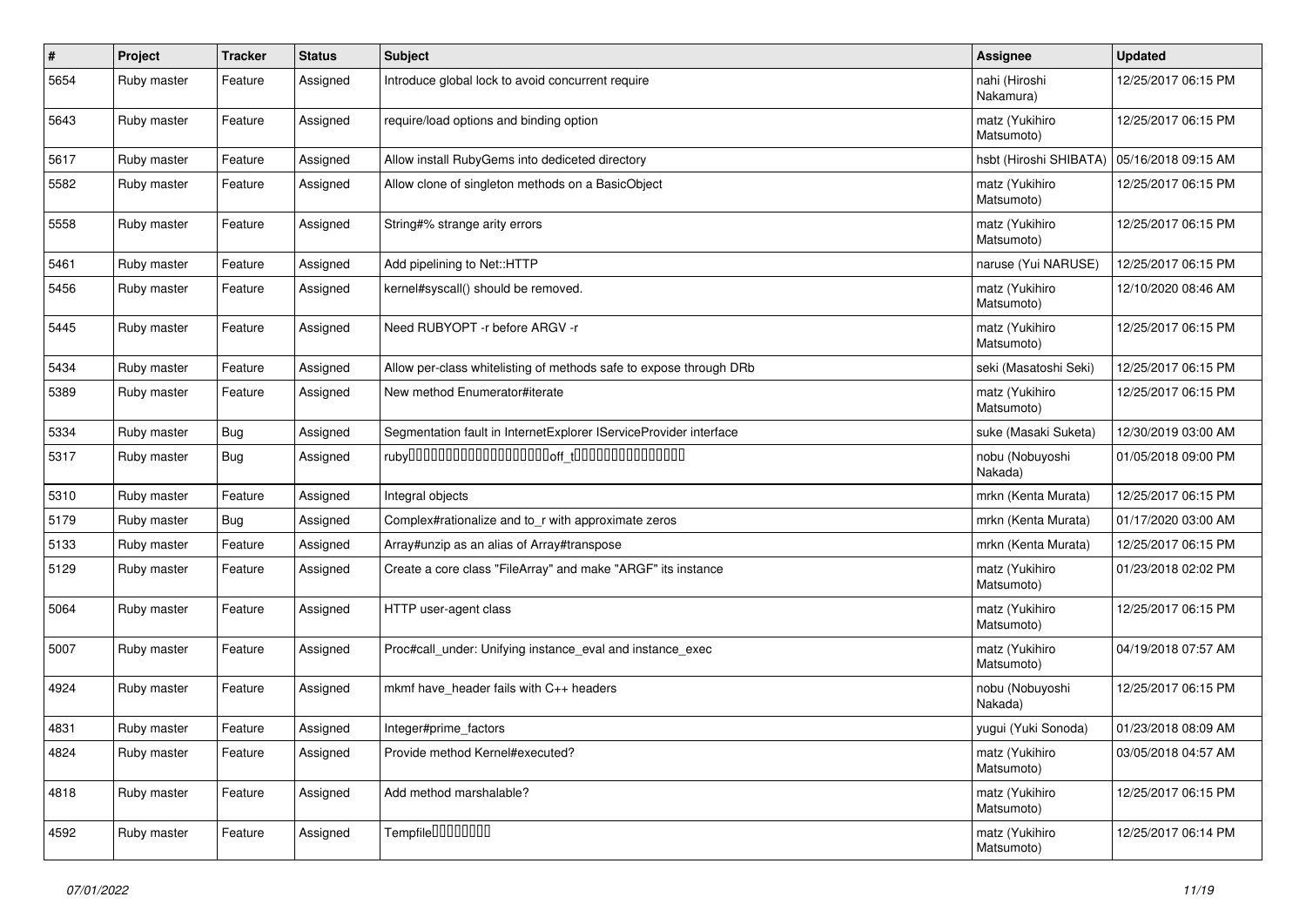| # | Project | Tracker | Status | Subject | Assignee | Updated |
|---|---|---|---|---|---|---|
| 5654 | Ruby master | Feature | Assigned | Introduce global lock to avoid concurrent require | nahi (Hiroshi Nakamura) | 12/25/2017 06:15 PM |
| 5643 | Ruby master | Feature | Assigned | require/load options and binding option | matz (Yukihiro Matsumoto) | 12/25/2017 06:15 PM |
| 5617 | Ruby master | Feature | Assigned | Allow install RubyGems into dediceted directory | hsbt (Hiroshi SHIBATA) | 05/16/2018 09:15 AM |
| 5582 | Ruby master | Feature | Assigned | Allow clone of singleton methods on a BasicObject | matz (Yukihiro Matsumoto) | 12/25/2017 06:15 PM |
| 5558 | Ruby master | Feature | Assigned | String#% strange arity errors | matz (Yukihiro Matsumoto) | 12/25/2017 06:15 PM |
| 5461 | Ruby master | Feature | Assigned | Add pipelining to Net::HTTP | naruse (Yui NARUSE) | 12/25/2017 06:15 PM |
| 5456 | Ruby master | Feature | Assigned | kernel#syscall() should be removed. | matz (Yukihiro Matsumoto) | 12/10/2020 08:46 AM |
| 5445 | Ruby master | Feature | Assigned | Need RUBYOPT -r before ARGV -r | matz (Yukihiro Matsumoto) | 12/25/2017 06:15 PM |
| 5434 | Ruby master | Feature | Assigned | Allow per-class whitelisting of methods safe to expose through DRb | seki (Masatoshi Seki) | 12/25/2017 06:15 PM |
| 5389 | Ruby master | Feature | Assigned | New method Enumerator#iterate | matz (Yukihiro Matsumoto) | 12/25/2017 06:15 PM |
| 5334 | Ruby master | Bug | Assigned | Segmentation fault in InternetExplorer IServiceProvider interface | suke (Masaki Suketa) | 12/30/2019 03:00 AM |
| 5317 | Ruby master | Bug | Assigned | ruby□□□□□□□□□□□□□□□□□□□off_t□□□□□□□□□□□□□□□ | nobu (Nobuyoshi Nakada) | 01/05/2018 09:00 PM |
| 5310 | Ruby master | Feature | Assigned | Integral objects | mrkn (Kenta Murata) | 12/25/2017 06:15 PM |
| 5179 | Ruby master | Bug | Assigned | Complex#rationalize and to_r with approximate zeros | mrkn (Kenta Murata) | 01/17/2020 03:00 AM |
| 5133 | Ruby master | Feature | Assigned | Array#unzip as an alias of Array#transpose | mrkn (Kenta Murata) | 12/25/2017 06:15 PM |
| 5129 | Ruby master | Feature | Assigned | Create a core class "FileArray" and make "ARGF" its instance | matz (Yukihiro Matsumoto) | 01/23/2018 02:02 PM |
| 5064 | Ruby master | Feature | Assigned | HTTP user-agent class | matz (Yukihiro Matsumoto) | 12/25/2017 06:15 PM |
| 5007 | Ruby master | Feature | Assigned | Proc#call_under: Unifying instance_eval and instance_exec | matz (Yukihiro Matsumoto) | 04/19/2018 07:57 AM |
| 4924 | Ruby master | Feature | Assigned | mkmf have_header fails with C++ headers | nobu (Nobuyoshi Nakada) | 12/25/2017 06:15 PM |
| 4831 | Ruby master | Feature | Assigned | Integer#prime_factors | yugui (Yuki Sonoda) | 01/23/2018 08:09 AM |
| 4824 | Ruby master | Feature | Assigned | Provide method Kernel#executed? | matz (Yukihiro Matsumoto) | 03/05/2018 04:57 AM |
| 4818 | Ruby master | Feature | Assigned | Add method marshalable? | matz (Yukihiro Matsumoto) | 12/25/2017 06:15 PM |
| 4592 | Ruby master | Feature | Assigned | Tempfile□□□□□□□□ | matz (Yukihiro Matsumoto) | 12/25/2017 06:14 PM |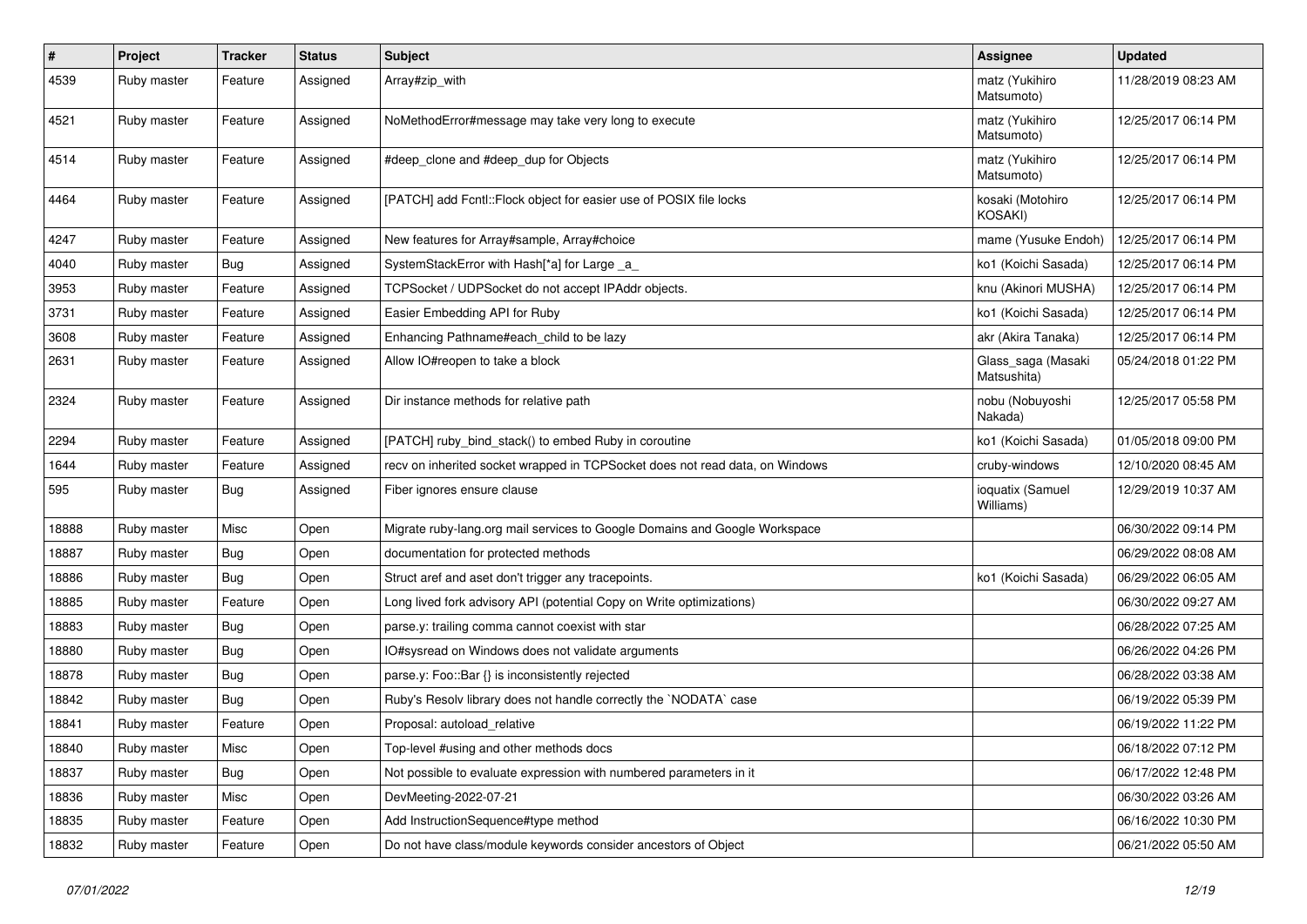| # | Project | Tracker | Status | Subject | Assignee | Updated |
|---|---|---|---|---|---|---|
| 4539 | Ruby master | Feature | Assigned | Array#zip_with | matz (Yukihiro Matsumoto) | 11/28/2019 08:23 AM |
| 4521 | Ruby master | Feature | Assigned | NoMethodError#message may take very long to execute | matz (Yukihiro Matsumoto) | 12/25/2017 06:14 PM |
| 4514 | Ruby master | Feature | Assigned | #deep_clone and #deep_dup for Objects | matz (Yukihiro Matsumoto) | 12/25/2017 06:14 PM |
| 4464 | Ruby master | Feature | Assigned | [PATCH] add Fcntl::Flock object for easier use of POSIX file locks | kosaki (Motohiro KOSAKI) | 12/25/2017 06:14 PM |
| 4247 | Ruby master | Feature | Assigned | New features for Array#sample, Array#choice | mame (Yusuke Endoh) | 12/25/2017 06:14 PM |
| 4040 | Ruby master | Bug | Assigned | SystemStackError with Hash[*a] for Large _a_ | ko1 (Koichi Sasada) | 12/25/2017 06:14 PM |
| 3953 | Ruby master | Feature | Assigned | TCPSocket / UDPSocket do not accept IPAddr objects. | knu (Akinori MUSHA) | 12/25/2017 06:14 PM |
| 3731 | Ruby master | Feature | Assigned | Easier Embedding API for Ruby | ko1 (Koichi Sasada) | 12/25/2017 06:14 PM |
| 3608 | Ruby master | Feature | Assigned | Enhancing Pathname#each_child to be lazy | akr (Akira Tanaka) | 12/25/2017 06:14 PM |
| 2631 | Ruby master | Feature | Assigned | Allow IO#reopen to take a block | Glass_saga (Masaki Matsushita) | 05/24/2018 01:22 PM |
| 2324 | Ruby master | Feature | Assigned | Dir instance methods for relative path | nobu (Nobuyoshi Nakada) | 12/25/2017 05:58 PM |
| 2294 | Ruby master | Feature | Assigned | [PATCH] ruby_bind_stack() to embed Ruby in coroutine | ko1 (Koichi Sasada) | 01/05/2018 09:00 PM |
| 1644 | Ruby master | Feature | Assigned | recv on inherited socket wrapped in TCPSocket does not read data, on Windows | cruby-windows | 12/10/2020 08:45 AM |
| 595 | Ruby master | Bug | Assigned | Fiber ignores ensure clause | ioquatix (Samuel Williams) | 12/29/2019 10:37 AM |
| 18888 | Ruby master | Misc | Open | Migrate ruby-lang.org mail services to Google Domains and Google Workspace | | 06/30/2022 09:14 PM |
| 18887 | Ruby master | Bug | Open | documentation for protected methods | | 06/29/2022 08:08 AM |
| 18886 | Ruby master | Bug | Open | Struct aref and aset don't trigger any tracepoints. | ko1 (Koichi Sasada) | 06/29/2022 06:05 AM |
| 18885 | Ruby master | Feature | Open | Long lived fork advisory API (potential Copy on Write optimizations) | | 06/30/2022 09:27 AM |
| 18883 | Ruby master | Bug | Open | parse.y: trailing comma cannot coexist with star | | 06/28/2022 07:25 AM |
| 18880 | Ruby master | Bug | Open | IO#sysread on Windows does not validate arguments | | 06/26/2022 04:26 PM |
| 18878 | Ruby master | Bug | Open | parse.y: Foo::Bar {} is inconsistently rejected | | 06/28/2022 03:38 AM |
| 18842 | Ruby master | Bug | Open | Ruby's Resolv library does not handle correctly the `NODATA` case | | 06/19/2022 05:39 PM |
| 18841 | Ruby master | Feature | Open | Proposal: autoload_relative | | 06/19/2022 11:22 PM |
| 18840 | Ruby master | Misc | Open | Top-level #using and other methods docs | | 06/18/2022 07:12 PM |
| 18837 | Ruby master | Bug | Open | Not possible to evaluate expression with numbered parameters in it | | 06/17/2022 12:48 PM |
| 18836 | Ruby master | Misc | Open | DevMeeting-2022-07-21 | | 06/30/2022 03:26 AM |
| 18835 | Ruby master | Feature | Open | Add InstructionSequence#type method | | 06/16/2022 10:30 PM |
| 18832 | Ruby master | Feature | Open | Do not have class/module keywords consider ancestors of Object | | 06/21/2022 05:50 AM |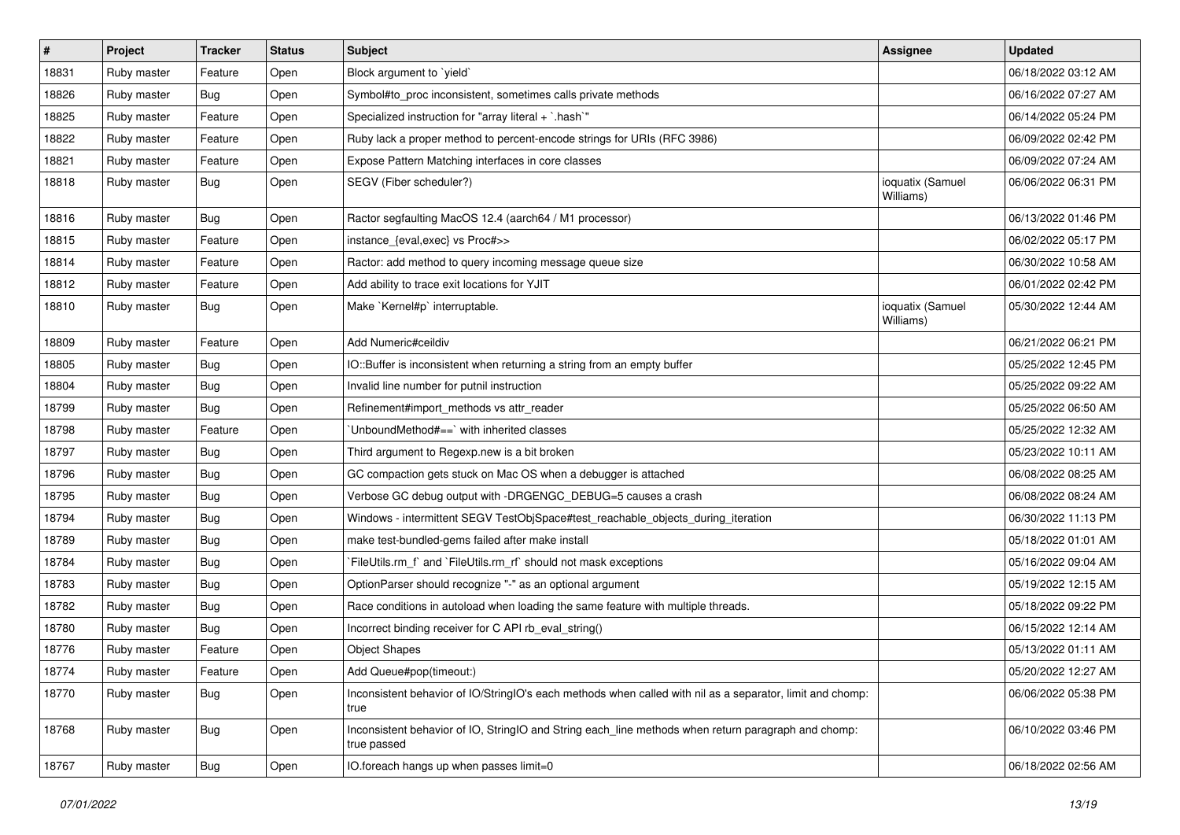| # | Project | Tracker | Status | Subject | Assignee | Updated |
|---|---|---|---|---|---|---|
| 18831 | Ruby master | Feature | Open | Block argument to `yield` | | 06/18/2022 03:12 AM |
| 18826 | Ruby master | Bug | Open | Symbol#to_proc inconsistent, sometimes calls private methods | | 06/16/2022 07:27 AM |
| 18825 | Ruby master | Feature | Open | Specialized instruction for "array literal + `.hash`" | | 06/14/2022 05:24 PM |
| 18822 | Ruby master | Feature | Open | Ruby lack a proper method to percent-encode strings for URIs (RFC 3986) | | 06/09/2022 02:42 PM |
| 18821 | Ruby master | Feature | Open | Expose Pattern Matching interfaces in core classes | | 06/09/2022 07:24 AM |
| 18818 | Ruby master | Bug | Open | SEGV (Fiber scheduler?) | ioquatix (Samuel Williams) | 06/06/2022 06:31 PM |
| 18816 | Ruby master | Bug | Open | Ractor segfaulting MacOS 12.4 (aarch64 / M1 processor) | | 06/13/2022 01:46 PM |
| 18815 | Ruby master | Feature | Open | instance_{eval,exec} vs Proc#>> | | 06/02/2022 05:17 PM |
| 18814 | Ruby master | Feature | Open | Ractor: add method to query incoming message queue size | | 06/30/2022 10:58 AM |
| 18812 | Ruby master | Feature | Open | Add ability to trace exit locations for YJIT | | 06/01/2022 02:42 PM |
| 18810 | Ruby master | Bug | Open | Make `Kernel#p` interruptable. | ioquatix (Samuel Williams) | 05/30/2022 12:44 AM |
| 18809 | Ruby master | Feature | Open | Add Numeric#ceildiv | | 06/21/2022 06:21 PM |
| 18805 | Ruby master | Bug | Open | IO::Buffer is inconsistent when returning a string from an empty buffer | | 05/25/2022 12:45 PM |
| 18804 | Ruby master | Bug | Open | Invalid line number for putnil instruction | | 05/25/2022 09:22 AM |
| 18799 | Ruby master | Bug | Open | Refinement#import_methods vs attr_reader | | 05/25/2022 06:50 AM |
| 18798 | Ruby master | Feature | Open | `UnboundMethod#==` with inherited classes | | 05/25/2022 12:32 AM |
| 18797 | Ruby master | Bug | Open | Third argument to Regexp.new is a bit broken | | 05/23/2022 10:11 AM |
| 18796 | Ruby master | Bug | Open | GC compaction gets stuck on Mac OS when a debugger is attached | | 06/08/2022 08:25 AM |
| 18795 | Ruby master | Bug | Open | Verbose GC debug output with -DRGENGC_DEBUG=5 causes a crash | | 06/08/2022 08:24 AM |
| 18794 | Ruby master | Bug | Open | Windows - intermittent SEGV TestObjSpace#test_reachable_objects_during_iteration | | 06/30/2022 11:13 PM |
| 18789 | Ruby master | Bug | Open | make test-bundled-gems failed after make install | | 05/18/2022 01:01 AM |
| 18784 | Ruby master | Bug | Open | `FileUtils.rm_f` and `FileUtils.rm_rf` should not mask exceptions | | 05/16/2022 09:04 AM |
| 18783 | Ruby master | Bug | Open | OptionParser should recognize "-" as an optional argument | | 05/19/2022 12:15 AM |
| 18782 | Ruby master | Bug | Open | Race conditions in autoload when loading the same feature with multiple threads. | | 05/18/2022 09:22 PM |
| 18780 | Ruby master | Bug | Open | Incorrect binding receiver for C API rb_eval_string() | | 06/15/2022 12:14 AM |
| 18776 | Ruby master | Feature | Open | Object Shapes | | 05/13/2022 01:11 AM |
| 18774 | Ruby master | Feature | Open | Add Queue#pop(timeout:) | | 05/20/2022 12:27 AM |
| 18770 | Ruby master | Bug | Open | Inconsistent behavior of IO/StringIO's each methods when called with nil as a separator, limit and chomp: true | | 06/06/2022 05:38 PM |
| 18768 | Ruby master | Bug | Open | Inconsistent behavior of IO, StringIO and String each_line methods when return paragraph and chomp: true passed | | 06/10/2022 03:46 PM |
| 18767 | Ruby master | Bug | Open | IO.foreach hangs up when passes limit=0 | | 06/18/2022 02:56 AM |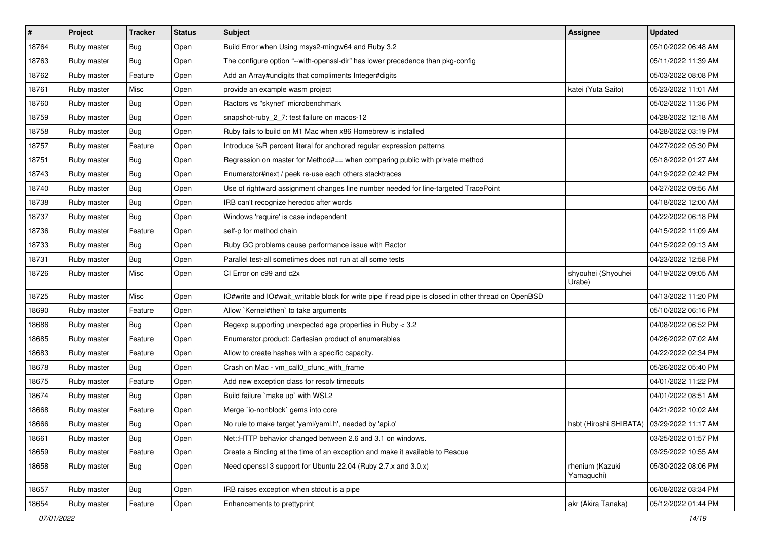| # | Project | Tracker | Status | Subject | Assignee | Updated |
| --- | --- | --- | --- | --- | --- | --- |
| 18764 | Ruby master | Bug | Open | Build Error when Using msys2-mingw64 and Ruby 3.2 | | 05/10/2022 06:48 AM |
| 18763 | Ruby master | Bug | Open | The configure option "--with-openssl-dir" has lower precedence than pkg-config | | 05/11/2022 11:39 AM |
| 18762 | Ruby master | Feature | Open | Add an Array#undigits that compliments Integer#digits | | 05/03/2022 08:08 PM |
| 18761 | Ruby master | Misc | Open | provide an example wasm project | katei (Yuta Saito) | 05/23/2022 11:01 AM |
| 18760 | Ruby master | Bug | Open | Ractors vs "skynet" microbenchmark | | 05/02/2022 11:36 PM |
| 18759 | Ruby master | Bug | Open | snapshot-ruby_2_7: test failure on macos-12 | | 04/28/2022 12:18 AM |
| 18758 | Ruby master | Bug | Open | Ruby fails to build on M1 Mac when x86 Homebrew is installed | | 04/28/2022 03:19 PM |
| 18757 | Ruby master | Feature | Open | Introduce %R percent literal for anchored regular expression patterns | | 04/27/2022 05:30 PM |
| 18751 | Ruby master | Bug | Open | Regression on master for Method#== when comparing public with private method | | 05/18/2022 01:27 AM |
| 18743 | Ruby master | Bug | Open | Enumerator#next / peek re-use each others stacktraces | | 04/19/2022 02:42 PM |
| 18740 | Ruby master | Bug | Open | Use of rightward assignment changes line number needed for line-targeted TracePoint | | 04/27/2022 09:56 AM |
| 18738 | Ruby master | Bug | Open | IRB can't recognize heredoc after words | | 04/18/2022 12:00 AM |
| 18737 | Ruby master | Bug | Open | Windows 'require' is case independent | | 04/22/2022 06:18 PM |
| 18736 | Ruby master | Feature | Open | self-p for method chain | | 04/15/2022 11:09 AM |
| 18733 | Ruby master | Bug | Open | Ruby GC problems cause performance issue with Ractor | | 04/15/2022 09:13 AM |
| 18731 | Ruby master | Bug | Open | Parallel test-all sometimes does not run at all some tests | | 04/23/2022 12:58 PM |
| 18726 | Ruby master | Misc | Open | CI Error on c99 and c2x | shyouhei (Shyouhei Urabe) | 04/19/2022 09:05 AM |
| 18725 | Ruby master | Misc | Open | IO#write and IO#wait_writable block for write pipe if read pipe is closed in other thread on OpenBSD | | 04/13/2022 11:20 PM |
| 18690 | Ruby master | Feature | Open | Allow `Kernel#then` to take arguments | | 05/10/2022 06:16 PM |
| 18686 | Ruby master | Bug | Open | Regexp supporting unexpected age properties in Ruby < 3.2 | | 04/08/2022 06:52 PM |
| 18685 | Ruby master | Feature | Open | Enumerator.product: Cartesian product of enumerables | | 04/26/2022 07:02 AM |
| 18683 | Ruby master | Feature | Open | Allow to create hashes with a specific capacity. | | 04/22/2022 02:34 PM |
| 18678 | Ruby master | Bug | Open | Crash on Mac - vm_call0_cfunc_with_frame | | 05/26/2022 05:40 PM |
| 18675 | Ruby master | Feature | Open | Add new exception class for resolv timeouts | | 04/01/2022 11:22 PM |
| 18674 | Ruby master | Bug | Open | Build failure `make up` with WSL2 | | 04/01/2022 08:51 AM |
| 18668 | Ruby master | Feature | Open | Merge `io-nonblock` gems into core | | 04/21/2022 10:02 AM |
| 18666 | Ruby master | Bug | Open | No rule to make target 'yaml/yaml.h', needed by 'api.o' | hsbt (Hiroshi SHIBATA) | 03/29/2022 11:17 AM |
| 18661 | Ruby master | Bug | Open | Net::HTTP behavior changed between 2.6 and 3.1 on windows. | | 03/25/2022 01:57 PM |
| 18659 | Ruby master | Feature | Open | Create a Binding at the time of an exception and make it available to Rescue | | 03/25/2022 10:55 AM |
| 18658 | Ruby master | Bug | Open | Need openssl 3 support for Ubuntu 22.04 (Ruby 2.7.x and 3.0.x) | rhenium (Kazuki Yamaguchi) | 05/30/2022 08:06 PM |
| 18657 | Ruby master | Bug | Open | IRB raises exception when stdout is a pipe | | 06/08/2022 03:34 PM |
| 18654 | Ruby master | Feature | Open | Enhancements to prettyprint | akr (Akira Tanaka) | 05/12/2022 01:44 PM |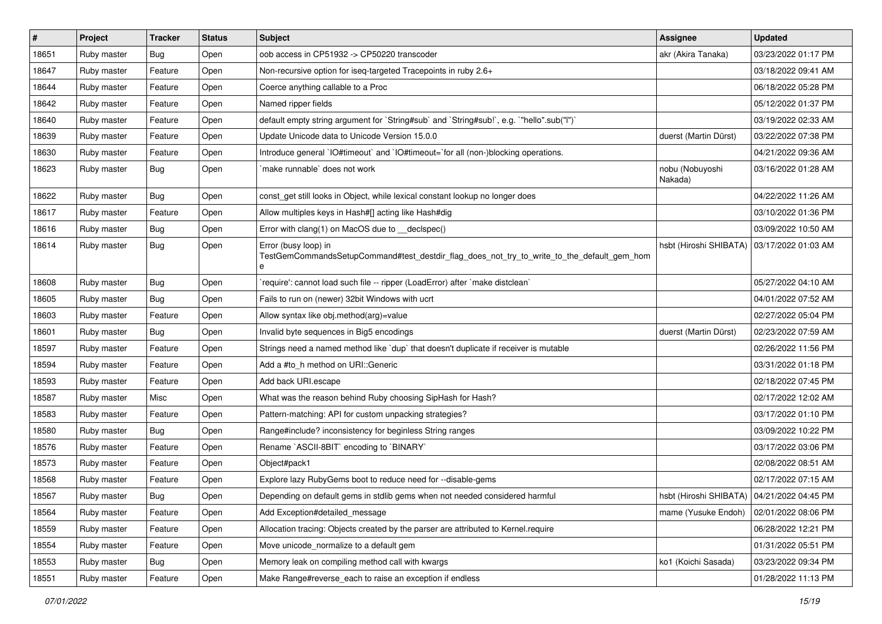| # | Project | Tracker | Status | Subject | Assignee | Updated |
|---|---|---|---|---|---|---|
| 18651 | Ruby master | Bug | Open | oob access in CP51932 -> CP50220 transcoder | akr (Akira Tanaka) | 03/23/2022 01:17 PM |
| 18647 | Ruby master | Feature | Open | Non-recursive option for iseq-targeted Tracepoints in ruby 2.6+ | | 03/18/2022 09:41 AM |
| 18644 | Ruby master | Feature | Open | Coerce anything callable to a Proc | | 06/18/2022 05:28 PM |
| 18642 | Ruby master | Feature | Open | Named ripper fields | | 05/12/2022 01:37 PM |
| 18640 | Ruby master | Feature | Open | default empty string argument for `String#sub` and `String#sub!`, e.g. `"hello".sub("l")` | | 03/19/2022 02:33 AM |
| 18639 | Ruby master | Feature | Open | Update Unicode data to Unicode Version 15.0.0 | duerst (Martin Dürst) | 03/22/2022 07:38 PM |
| 18630 | Ruby master | Feature | Open | Introduce general `IO#timeout` and `IO#timeout=`for all (non-)blocking operations. | | 04/21/2022 09:36 AM |
| 18623 | Ruby master | Bug | Open | `make runnable` does not work | nobu (Nobuyoshi Nakada) | 03/16/2022 01:28 AM |
| 18622 | Ruby master | Bug | Open | const_get still looks in Object, while lexical constant lookup no longer does | | 04/22/2022 11:26 AM |
| 18617 | Ruby master | Feature | Open | Allow multiples keys in Hash#[] acting like Hash#dig | | 03/10/2022 01:36 PM |
| 18616 | Ruby master | Bug | Open | Error with clang(1) on MacOS due to __declspec() | | 03/09/2022 10:50 AM |
| 18614 | Ruby master | Bug | Open | Error (busy loop) in TestGemCommandsSetupCommand#test_destdir_flag_does_not_try_to_write_to_the_default_gem_home | hsbt (Hiroshi SHIBATA) | 03/17/2022 01:03 AM |
| 18608 | Ruby master | Bug | Open | `require': cannot load such file -- ripper (LoadError) after `make distclean` | | 05/27/2022 04:10 AM |
| 18605 | Ruby master | Bug | Open | Fails to run on (newer) 32bit Windows with ucrt | | 04/01/2022 07:52 AM |
| 18603 | Ruby master | Feature | Open | Allow syntax like obj.method(arg)=value | | 02/27/2022 05:04 PM |
| 18601 | Ruby master | Bug | Open | Invalid byte sequences in Big5 encodings | duerst (Martin Dürst) | 02/23/2022 07:59 AM |
| 18597 | Ruby master | Feature | Open | Strings need a named method like `dup` that doesn't duplicate if receiver is mutable | | 02/26/2022 11:56 PM |
| 18594 | Ruby master | Feature | Open | Add a #to_h method on URI::Generic | | 03/31/2022 01:18 PM |
| 18593 | Ruby master | Feature | Open | Add back URI.escape | | 02/18/2022 07:45 PM |
| 18587 | Ruby master | Misc | Open | What was the reason behind Ruby choosing SipHash for Hash? | | 02/17/2022 12:02 AM |
| 18583 | Ruby master | Feature | Open | Pattern-matching: API for custom unpacking strategies? | | 03/17/2022 01:10 PM |
| 18580 | Ruby master | Bug | Open | Range#include? inconsistency for beginless String ranges | | 03/09/2022 10:22 PM |
| 18576 | Ruby master | Feature | Open | Rename `ASCII-8BIT` encoding to `BINARY` | | 03/17/2022 03:06 PM |
| 18573 | Ruby master | Feature | Open | Object#pack1 | | 02/08/2022 08:51 AM |
| 18568 | Ruby master | Feature | Open | Explore lazy RubyGems boot to reduce need for --disable-gems | | 02/17/2022 07:15 AM |
| 18567 | Ruby master | Bug | Open | Depending on default gems in stdlib gems when not needed considered harmful | hsbt (Hiroshi SHIBATA) | 04/21/2022 04:45 PM |
| 18564 | Ruby master | Feature | Open | Add Exception#detailed_message | mame (Yusuke Endoh) | 02/01/2022 08:06 PM |
| 18559 | Ruby master | Feature | Open | Allocation tracing: Objects created by the parser are attributed to Kernel.require | | 06/28/2022 12:21 PM |
| 18554 | Ruby master | Feature | Open | Move unicode_normalize to a default gem | | 01/31/2022 05:51 PM |
| 18553 | Ruby master | Bug | Open | Memory leak on compiling method call with kwargs | ko1 (Koichi Sasada) | 03/23/2022 09:34 PM |
| 18551 | Ruby master | Feature | Open | Make Range#reverse_each to raise an exception if endless | | 01/28/2022 11:13 PM |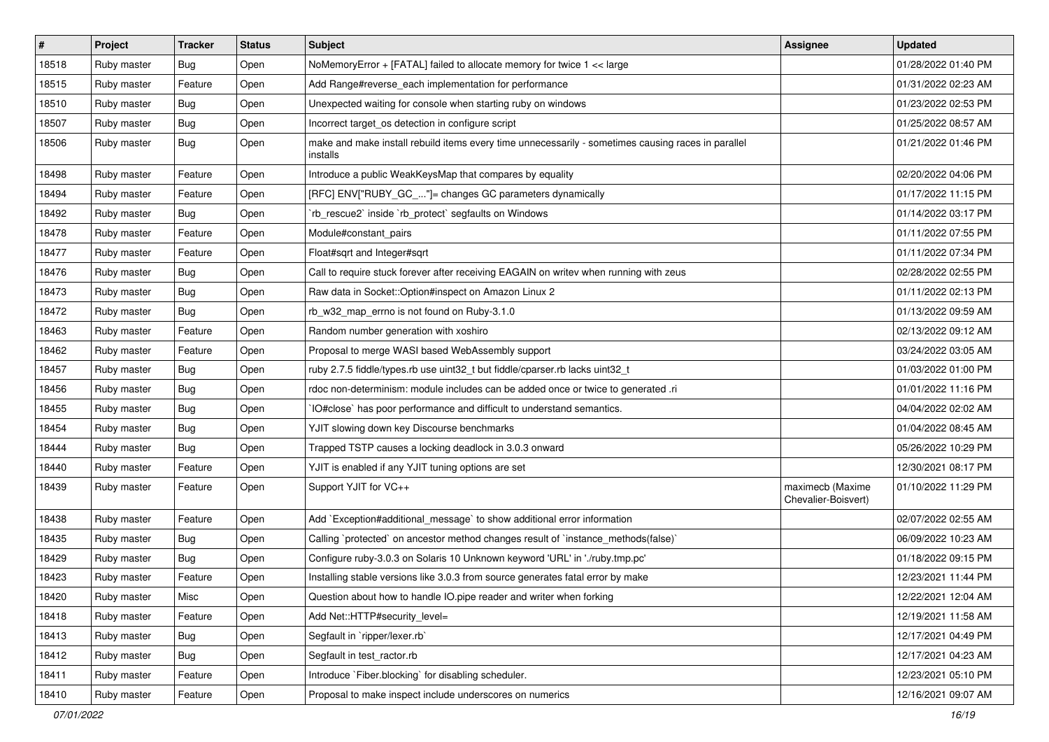| # | Project | Tracker | Status | Subject | Assignee | Updated |
| --- | --- | --- | --- | --- | --- | --- |
| 18518 | Ruby master | Bug | Open | NoMemoryError + [FATAL] failed to allocate memory for twice 1 << large | | 01/28/2022 01:40 PM |
| 18515 | Ruby master | Feature | Open | Add Range#reverse_each implementation for performance | | 01/31/2022 02:23 AM |
| 18510 | Ruby master | Bug | Open | Unexpected waiting for console when starting ruby on windows | | 01/23/2022 02:53 PM |
| 18507 | Ruby master | Bug | Open | Incorrect target_os detection in configure script | | 01/25/2022 08:57 AM |
| 18506 | Ruby master | Bug | Open | make and make install rebuild items every time unnecessarily - sometimes causing races in parallel installs | | 01/21/2022 01:46 PM |
| 18498 | Ruby master | Feature | Open | Introduce a public WeakKeysMap that compares by equality | | 02/20/2022 04:06 PM |
| 18494 | Ruby master | Feature | Open | [RFC] ENV["RUBY_GC_..."]= changes GC parameters dynamically | | 01/17/2022 11:15 PM |
| 18492 | Ruby master | Bug | Open | `rb_rescue2` inside `rb_protect` segfaults on Windows | | 01/14/2022 03:17 PM |
| 18478 | Ruby master | Feature | Open | Module#constant_pairs | | 01/11/2022 07:55 PM |
| 18477 | Ruby master | Feature | Open | Float#sqrt and Integer#sqrt | | 01/11/2022 07:34 PM |
| 18476 | Ruby master | Bug | Open | Call to require stuck forever after receiving EAGAIN on writev when running with zeus | | 02/28/2022 02:55 PM |
| 18473 | Ruby master | Bug | Open | Raw data in Socket::Option#inspect on Amazon Linux 2 | | 01/11/2022 02:13 PM |
| 18472 | Ruby master | Bug | Open | rb_w32_map_errno is not found on Ruby-3.1.0 | | 01/13/2022 09:59 AM |
| 18463 | Ruby master | Feature | Open | Random number generation with xoshiro | | 02/13/2022 09:12 AM |
| 18462 | Ruby master | Feature | Open | Proposal to merge WASI based WebAssembly support | | 03/24/2022 03:05 AM |
| 18457 | Ruby master | Bug | Open | ruby 2.7.5 fiddle/types.rb use uint32_t but fiddle/cparser.rb lacks uint32_t | | 01/03/2022 01:00 PM |
| 18456 | Ruby master | Bug | Open | rdoc non-determinism: module includes can be added once or twice to generated .ri | | 01/01/2022 11:16 PM |
| 18455 | Ruby master | Bug | Open | `IO#close` has poor performance and difficult to understand semantics. | | 04/04/2022 02:02 AM |
| 18454 | Ruby master | Bug | Open | YJIT slowing down key Discourse benchmarks | | 01/04/2022 08:45 AM |
| 18444 | Ruby master | Bug | Open | Trapped TSTP causes a locking deadlock in 3.0.3 onward | | 05/26/2022 10:29 PM |
| 18440 | Ruby master | Feature | Open | YJIT is enabled if any YJIT tuning options are set | | 12/30/2021 08:17 PM |
| 18439 | Ruby master | Feature | Open | Support YJIT for VC++ | maximecb (Maxime Chevalier-Boisvert) | 01/10/2022 11:29 PM |
| 18438 | Ruby master | Feature | Open | Add `Exception#additional_message` to show additional error information | | 02/07/2022 02:55 AM |
| 18435 | Ruby master | Bug | Open | Calling `protected` on ancestor method changes result of `instance_methods(false)` | | 06/09/2022 10:23 AM |
| 18429 | Ruby master | Bug | Open | Configure ruby-3.0.3 on Solaris 10 Unknown keyword 'URL' in './ruby.tmp.pc' | | 01/18/2022 09:15 PM |
| 18423 | Ruby master | Feature | Open | Installing stable versions like 3.0.3 from source generates fatal error by make | | 12/23/2021 11:44 PM |
| 18420 | Ruby master | Misc | Open | Question about how to handle IO.pipe reader and writer when forking | | 12/22/2021 12:04 AM |
| 18418 | Ruby master | Feature | Open | Add Net::HTTP#security_level= | | 12/19/2021 11:58 AM |
| 18413 | Ruby master | Bug | Open | Segfault in `ripper/lexer.rb` | | 12/17/2021 04:49 PM |
| 18412 | Ruby master | Bug | Open | Segfault in test_ractor.rb | | 12/17/2021 04:23 AM |
| 18411 | Ruby master | Feature | Open | Introduce `Fiber.blocking` for disabling scheduler. | | 12/23/2021 05:10 PM |
| 18410 | Ruby master | Feature | Open | Proposal to make inspect include underscores on numerics | | 12/16/2021 09:07 AM |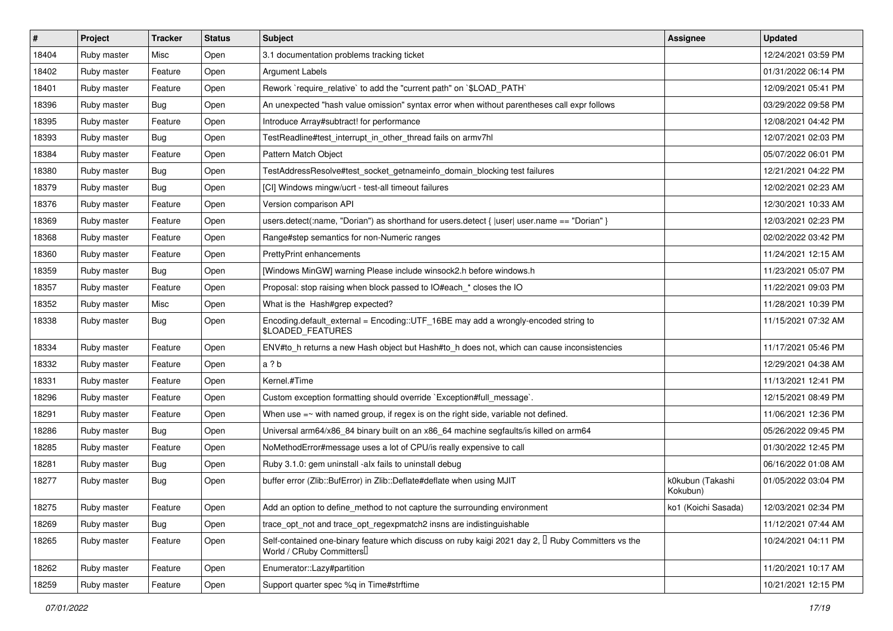| # | Project | Tracker | Status | Subject | Assignee | Updated |
|---|---|---|---|---|---|---|
| 18404 | Ruby master | Misc | Open | 3.1 documentation problems tracking ticket | | 12/24/2021 03:59 PM |
| 18402 | Ruby master | Feature | Open | Argument Labels | | 01/31/2022 06:14 PM |
| 18401 | Ruby master | Feature | Open | Rework `require_relative` to add the "current path" on `$LOAD_PATH` | | 12/09/2021 05:41 PM |
| 18396 | Ruby master | Bug | Open | An unexpected "hash value omission" syntax error when without parentheses call expr follows | | 03/29/2022 09:58 PM |
| 18395 | Ruby master | Feature | Open | Introduce Array#subtract! for performance | | 12/08/2021 04:42 PM |
| 18393 | Ruby master | Bug | Open | TestReadline#test_interrupt_in_other_thread fails on armv7hl | | 12/07/2021 02:03 PM |
| 18384 | Ruby master | Feature | Open | Pattern Match Object | | 05/07/2022 06:01 PM |
| 18380 | Ruby master | Bug | Open | TestAddressResolve#test_socket_getnameinfo_domain_blocking test failures | | 12/21/2021 04:22 PM |
| 18379 | Ruby master | Bug | Open | [CI] Windows mingw/ucrt - test-all timeout failures | | 12/02/2021 02:23 AM |
| 18376 | Ruby master | Feature | Open | Version comparison API | | 12/30/2021 10:33 AM |
| 18369 | Ruby master | Feature | Open | users.detect(:name, "Dorian") as shorthand for users.detect { \|user\| user.name == "Dorian" } | | 12/03/2021 02:23 PM |
| 18368 | Ruby master | Feature | Open | Range#step semantics for non-Numeric ranges | | 02/02/2022 03:42 PM |
| 18360 | Ruby master | Feature | Open | PrettyPrint enhancements | | 11/24/2021 12:15 AM |
| 18359 | Ruby master | Bug | Open | [Windows MinGW] warning Please include winsock2.h before windows.h | | 11/23/2021 05:07 PM |
| 18357 | Ruby master | Feature | Open | Proposal: stop raising when block passed to IO#each_* closes the IO | | 11/22/2021 09:03 PM |
| 18352 | Ruby master | Misc | Open | What is the Hash#grep expected? | | 11/28/2021 10:39 PM |
| 18338 | Ruby master | Bug | Open | Encoding.default_external = Encoding::UTF_16BE may add a wrongly-encoded string to $LOADED_FEATURES | | 11/15/2021 07:32 AM |
| 18334 | Ruby master | Feature | Open | ENV#to_h returns a new Hash object but Hash#to_h does not, which can cause inconsistencies | | 11/17/2021 05:46 PM |
| 18332 | Ruby master | Feature | Open | a ? b | | 12/29/2021 04:38 AM |
| 18331 | Ruby master | Feature | Open | Kernel.#Time | | 11/13/2021 12:41 PM |
| 18296 | Ruby master | Feature | Open | Custom exception formatting should override `Exception#full_message`. | | 12/15/2021 08:49 PM |
| 18291 | Ruby master | Feature | Open | When use =~ with named group, if regex is on the right side, variable not defined. | | 11/06/2021 12:36 PM |
| 18286 | Ruby master | Bug | Open | Universal arm64/x86_84 binary built on an x86_64 machine segfaults/is killed on arm64 | | 05/26/2022 09:45 PM |
| 18285 | Ruby master | Feature | Open | NoMethodError#message uses a lot of CPU/is really expensive to call | | 01/30/2022 12:45 PM |
| 18281 | Ruby master | Bug | Open | Ruby 3.1.0: gem uninstall -alx fails to uninstall debug | | 06/16/2022 01:08 AM |
| 18277 | Ruby master | Bug | Open | buffer error (Zlib::BufError) in Zlib::Deflate#deflate when using MJIT | k0kubun (Takashi Kokubun) | 01/05/2022 03:04 PM |
| 18275 | Ruby master | Feature | Open | Add an option to define_method to not capture the surrounding environment | ko1 (Koichi Sasada) | 12/03/2021 02:34 PM |
| 18269 | Ruby master | Bug | Open | trace_opt_not and trace_opt_regexpmatch2 insns are indistinguishable | | 11/12/2021 07:44 AM |
| 18265 | Ruby master | Feature | Open | Self-contained one-binary feature which discuss on ruby kaigi 2021 day 2, 「Ruby Committers vs the World / CRuby Committers」 | | 10/24/2021 04:11 PM |
| 18262 | Ruby master | Feature | Open | Enumerator::Lazy#partition | | 11/20/2021 10:17 AM |
| 18259 | Ruby master | Feature | Open | Support quarter spec %q in Time#strftime | | 10/21/2021 12:15 PM |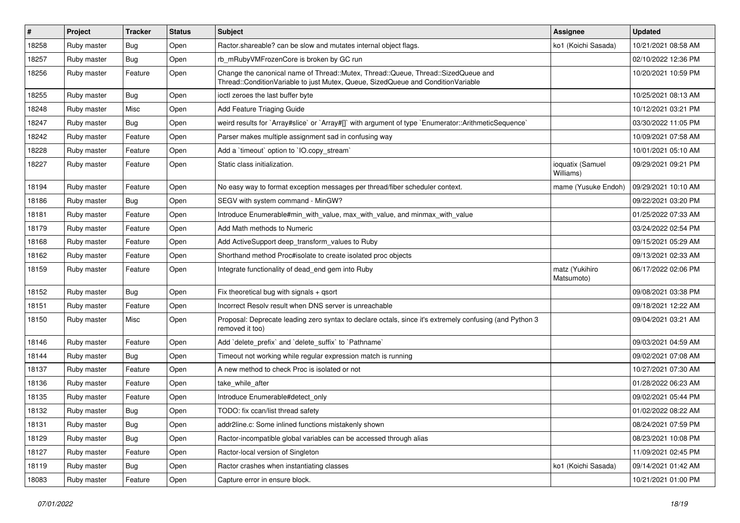| # | Project | Tracker | Status | Subject | Assignee | Updated |
|---|---|---|---|---|---|---|
| 18258 | Ruby master | Bug | Open | Ractor.shareable? can be slow and mutates internal object flags. | ko1 (Koichi Sasada) | 10/21/2021 08:58 AM |
| 18257 | Ruby master | Bug | Open | rb_mRubyVMFrozenCore is broken by GC run | | 02/10/2022 12:36 PM |
| 18256 | Ruby master | Feature | Open | Change the canonical name of Thread::Mutex, Thread::Queue, Thread::SizedQueue and Thread::ConditionVariable to just Mutex, Queue, SizedQueue and ConditionVariable | | 10/20/2021 10:59 PM |
| 18255 | Ruby master | Bug | Open | ioctl zeroes the last buffer byte | | 10/25/2021 08:13 AM |
| 18248 | Ruby master | Misc | Open | Add Feature Triaging Guide | | 10/12/2021 03:21 PM |
| 18247 | Ruby master | Bug | Open | weird results for `Array#slice` or `Array#[]` with argument of type `Enumerator::ArithmeticSequence` | | 03/30/2022 11:05 PM |
| 18242 | Ruby master | Feature | Open | Parser makes multiple assignment sad in confusing way | | 10/09/2021 07:58 AM |
| 18228 | Ruby master | Feature | Open | Add a `timeout` option to `IO.copy_stream` | | 10/01/2021 05:10 AM |
| 18227 | Ruby master | Feature | Open | Static class initialization. | ioquatix (Samuel Williams) | 09/29/2021 09:21 PM |
| 18194 | Ruby master | Feature | Open | No easy way to format exception messages per thread/fiber scheduler context. | mame (Yusuke Endoh) | 09/29/2021 10:10 AM |
| 18186 | Ruby master | Bug | Open | SEGV with system command - MinGW? | | 09/22/2021 03:20 PM |
| 18181 | Ruby master | Feature | Open | Introduce Enumerable#min_with_value, max_with_value, and minmax_with_value | | 01/25/2022 07:33 AM |
| 18179 | Ruby master | Feature | Open | Add Math methods to Numeric | | 03/24/2022 02:54 PM |
| 18168 | Ruby master | Feature | Open | Add ActiveSupport deep_transform_values to Ruby | | 09/15/2021 05:29 AM |
| 18162 | Ruby master | Feature | Open | Shorthand method Proc#isolate to create isolated proc objects | | 09/13/2021 02:33 AM |
| 18159 | Ruby master | Feature | Open | Integrate functionality of dead_end gem into Ruby | matz (Yukihiro Matsumoto) | 06/17/2022 02:06 PM |
| 18152 | Ruby master | Bug | Open | Fix theoretical bug with signals + qsort | | 09/08/2021 03:38 PM |
| 18151 | Ruby master | Feature | Open | Incorrect Resolv result when DNS server is unreachable | | 09/18/2021 12:22 AM |
| 18150 | Ruby master | Misc | Open | Proposal: Deprecate leading zero syntax to declare octals, since it's extremely confusing (and Python 3 removed it too) | | 09/04/2021 03:21 AM |
| 18146 | Ruby master | Feature | Open | Add `delete_prefix` and `delete_suffix` to `Pathname` | | 09/03/2021 04:59 AM |
| 18144 | Ruby master | Bug | Open | Timeout not working while regular expression match is running | | 09/02/2021 07:08 AM |
| 18137 | Ruby master | Feature | Open | A new method to check Proc is isolated or not | | 10/27/2021 07:30 AM |
| 18136 | Ruby master | Feature | Open | take_while_after | | 01/28/2022 06:23 AM |
| 18135 | Ruby master | Feature | Open | Introduce Enumerable#detect_only | | 09/02/2021 05:44 PM |
| 18132 | Ruby master | Bug | Open | TODO: fix ccan/list thread safety | | 01/02/2022 08:22 AM |
| 18131 | Ruby master | Bug | Open | addr2line.c: Some inlined functions mistakenly shown | | 08/24/2021 07:59 PM |
| 18129 | Ruby master | Bug | Open | Ractor-incompatible global variables can be accessed through alias | | 08/23/2021 10:08 PM |
| 18127 | Ruby master | Feature | Open | Ractor-local version of Singleton | | 11/09/2021 02:45 PM |
| 18119 | Ruby master | Bug | Open | Ractor crashes when instantiating classes | ko1 (Koichi Sasada) | 09/14/2021 01:42 AM |
| 18083 | Ruby master | Feature | Open | Capture error in ensure block. | | 10/21/2021 01:00 PM |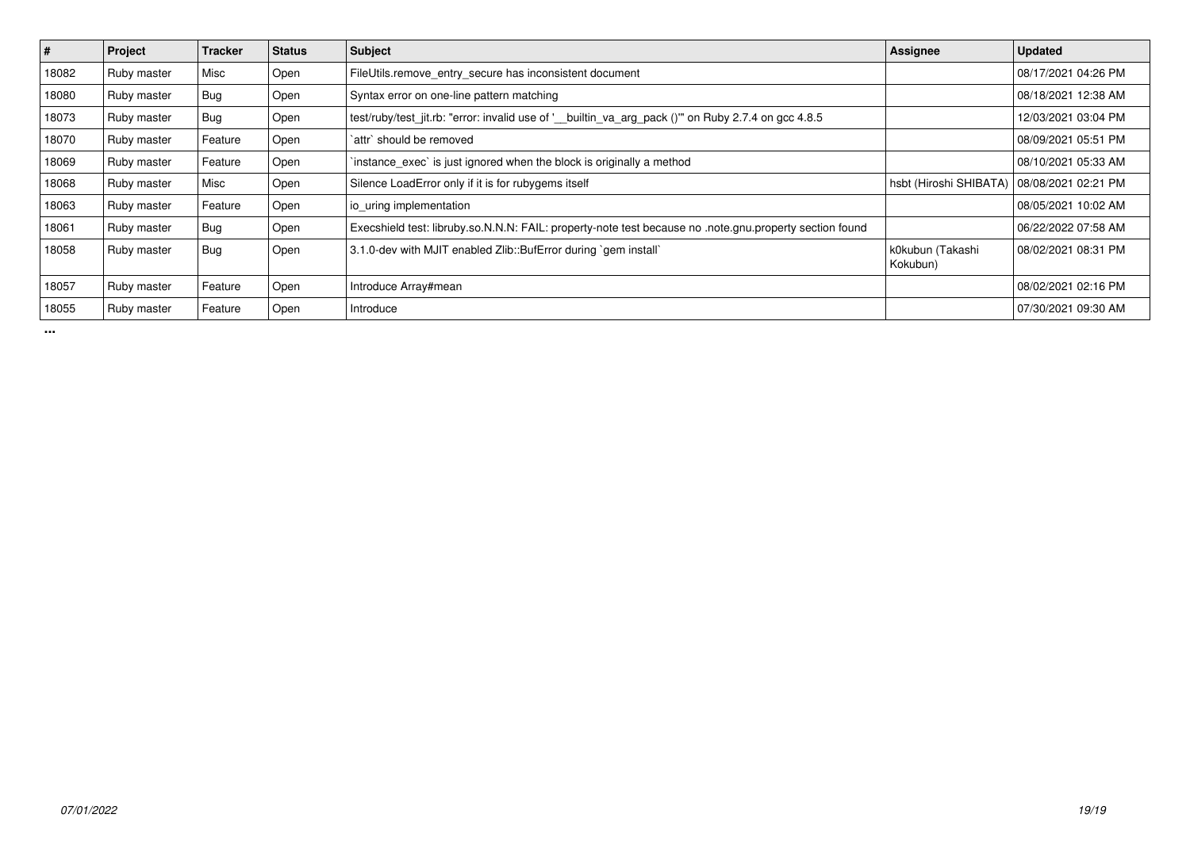| # | Project | Tracker | Status | Subject | Assignee | Updated |
|---|---|---|---|---|---|---|
| 18082 | Ruby master | Misc | Open | FileUtils.remove_entry_secure has inconsistent document | | 08/17/2021 04:26 PM |
| 18080 | Ruby master | Bug | Open | Syntax error on one-line pattern matching | | 08/18/2021 12:38 AM |
| 18073 | Ruby master | Bug | Open | test/ruby/test_jit.rb: "error: invalid use of '__builtin_va_arg_pack ()'" on Ruby 2.7.4 on gcc 4.8.5 | | 12/03/2021 03:04 PM |
| 18070 | Ruby master | Feature | Open | `attr` should be removed | | 08/09/2021 05:51 PM |
| 18069 | Ruby master | Feature | Open | `instance_exec` is just ignored when the block is originally a method | | 08/10/2021 05:33 AM |
| 18068 | Ruby master | Misc | Open | Silence LoadError only if it is for rubygems itself | hsbt (Hiroshi SHIBATA) | 08/08/2021 02:21 PM |
| 18063 | Ruby master | Feature | Open | io_uring implementation | | 08/05/2021 10:02 AM |
| 18061 | Ruby master | Bug | Open | Execshield test: libruby.so.N.N.N: FAIL: property-note test because no .note.gnu.property section found | | 06/22/2022 07:58 AM |
| 18058 | Ruby master | Bug | Open | 3.1.0-dev with MJIT enabled Zlib::BufError during `gem install` | k0kubun (Takashi Kokubun) | 08/02/2021 08:31 PM |
| 18057 | Ruby master | Feature | Open | Introduce Array#mean | | 08/02/2021 02:16 PM |
| 18055 | Ruby master | Feature | Open | Introduce | | 07/30/2021 09:30 AM |

...